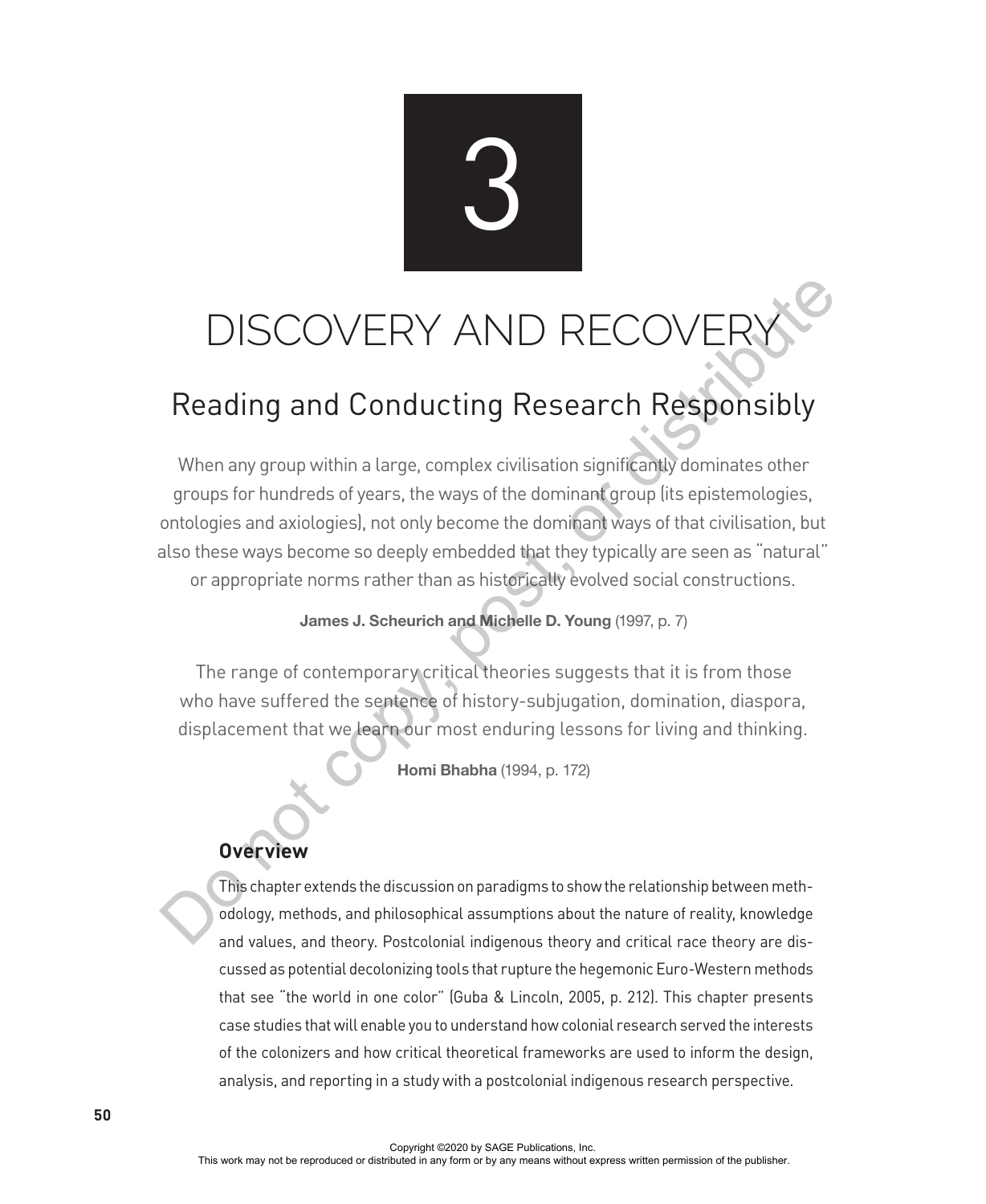# 3

# DISCOVERY AND RECOVERY

## Reading and Conducting Research Responsibly

When any group within a large, complex civilisation significantly dominates other groups for hundreds of years, the ways of the dominant group (its epistemologies, ontologies and axiologies), not only become the dominant ways of that civilisation, but also these ways become so deeply embedded that they typically are seen as "natural" or appropriate norms rather than as historically evolved social constructions.

**James J. Scheurich and Michelle D. Young** (1997, p. 7)

The range of contemporary critical theories suggests that it is from those who have suffered the sentence of history-subjugation, domination, diaspora, displacement that we learn our most enduring lessons for living and thinking.

**Homi Bhabha** (1994, p. 172)

### Overview

This chapter extends the discussion on paradigms to show the relationship between methodology, methods, and philosophical assumptions about the nature of reality, knowledge and values, and theory. Postcolonial indigenous theory and critical race theory are discussed as potential decolonizing tools that rupture the hegemonic Euro-Western methods that see "the world in one color" (Guba & Lincoln, 2005, p. 212). This chapter presents case studies that will enable you to understand how colonial research served the interests of the colonizers and how critical theoretical frameworks are used to inform the design, analysis, and reporting in a study with a postcolonial indigenous research perspective.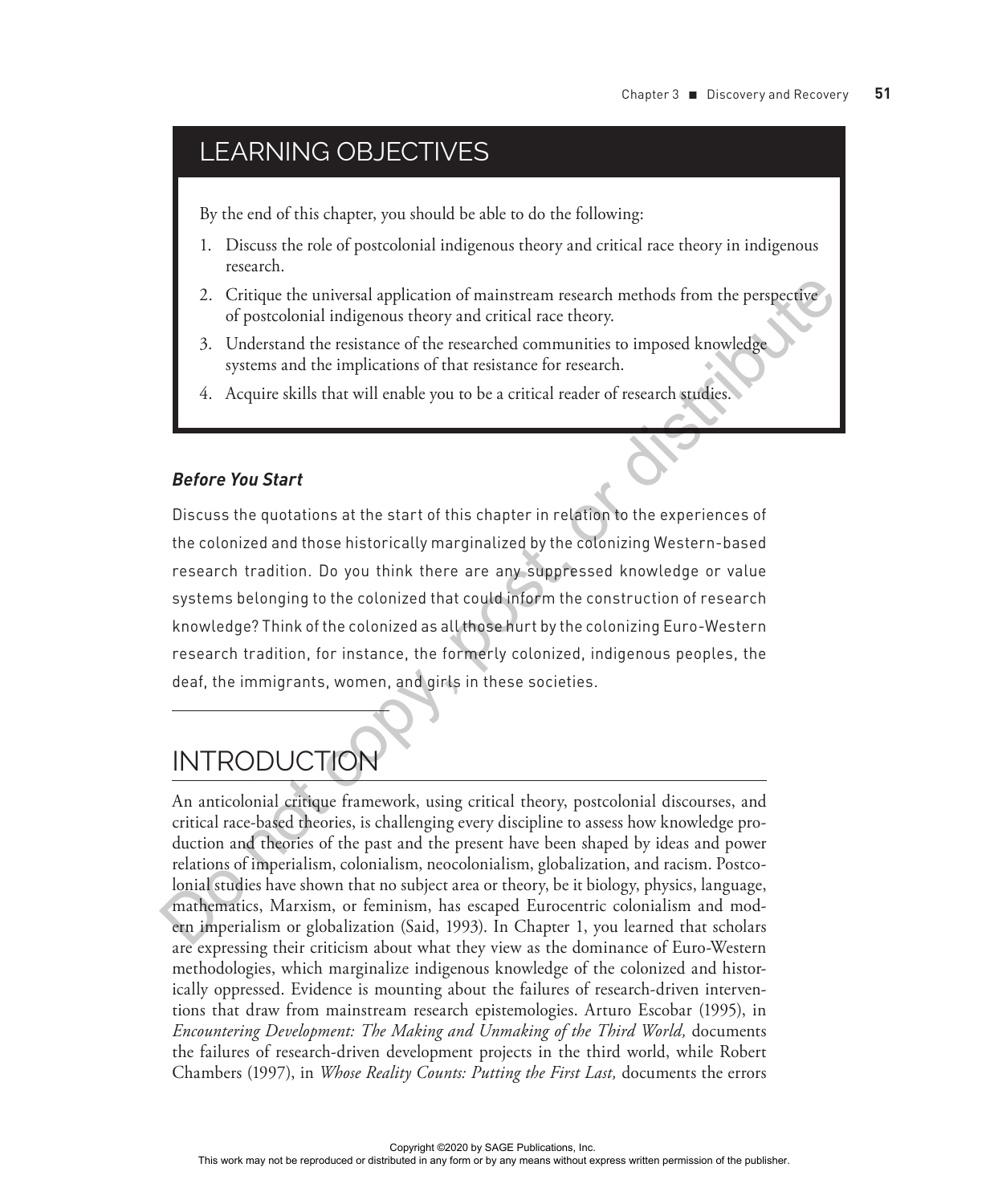## LEARNING OBJECTIVES

By the end of this chapter, you should be able to do the following:

1. Discuss the role of postcolonial indigenous theory and critical race theory in indigenous research.
2. Critique the universal application of mainstream research methods from the perspective of postcolonial indigenous theory and critical race theory.
3. Understand the resistance of the researched communities to imposed knowledge systems and the implications of that resistance for research.
4. Acquire skills that will enable you to be a critical reader of research studies.

***Before You Start***

Discuss the quotations at the start of this chapter in relation to the experiences of the colonized and those historically marginalized by the colonizing Western-based research tradition. Do you think there are any suppressed knowledge or value systems belonging to the colonized that could inform the construction of research knowledge? Think of the colonized as all those hurt by the colonizing Euro-Western research tradition, for instance, the formerly colonized, indigenous peoples, the deaf, the immigrants, women, and girls in these societies.

## INTRODUCTION

An anticolonial critique framework, using critical theory, postcolonial discourses, and critical race-based theories, is challenging every discipline to assess how knowledge production and theories of the past and the present have been shaped by ideas and power relations of imperialism, colonialism, neocolonialism, globalization, and racism. Postcolonial studies have shown that no subject area or theory, be it biology, physics, language, mathematics, Marxism, or feminism, has escaped Eurocentric colonialism and modern imperialism or globalization (Said, 1993). In Chapter 1, you learned that scholars are expressing their criticism about what they view as the dominance of Euro-Western methodologies, which marginalize indigenous knowledge of the colonized and historically oppressed. Evidence is mounting about the failures of research-driven interventions that draw from mainstream research epistemologies. Arturo Escobar (1995), in *Encountering Development: The Making and Unmaking of the Third World,* documents the failures of research-driven development projects in the third world, while Robert Chambers (1997), in *Whose Reality Counts: Putting the First Last,* documents the errors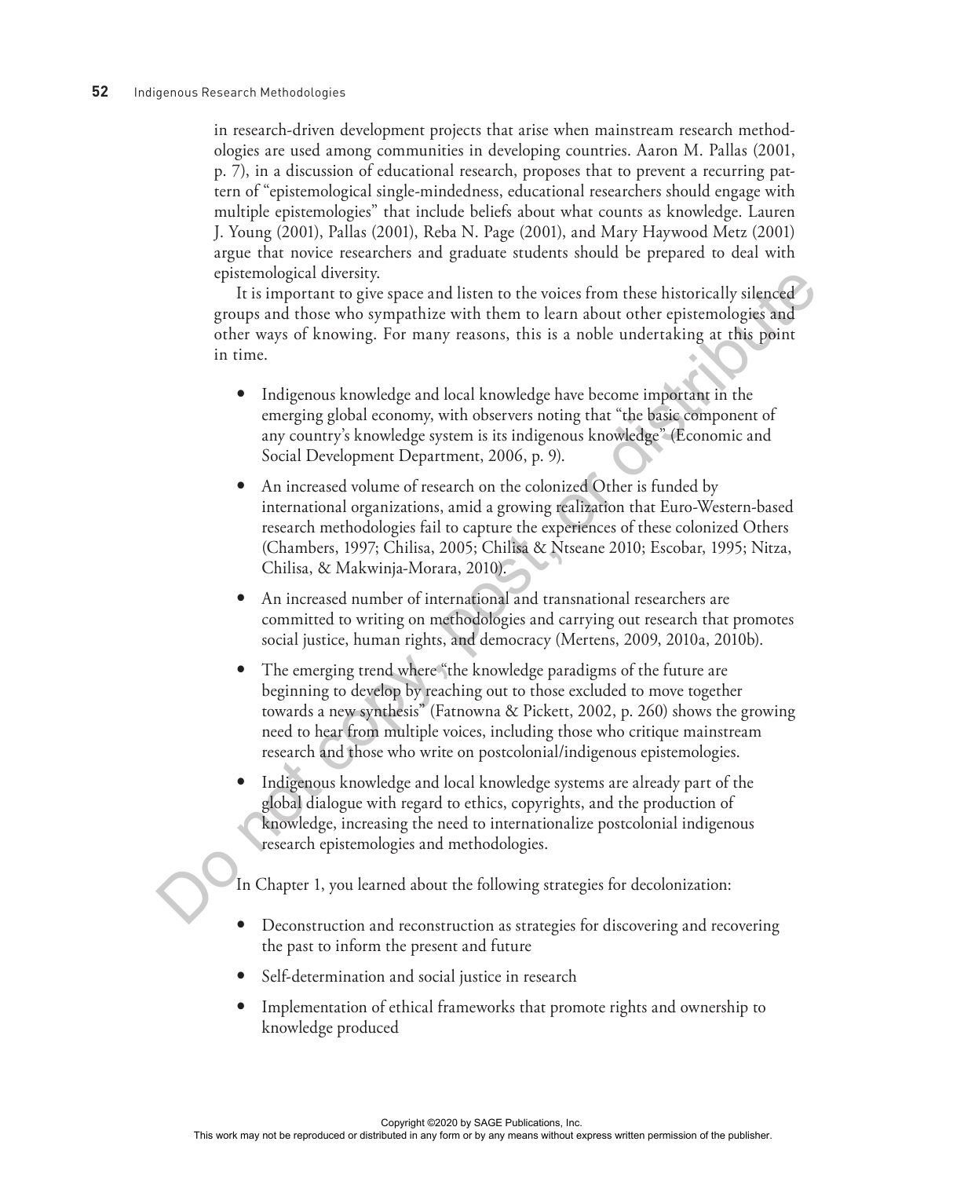in research-driven development projects that arise when mainstream research methodologies are used among communities in developing countries. Aaron M. Pallas (2001, p. 7), in a discussion of educational research, proposes that to prevent a recurring pattern of "epistemological single-mindedness, educational researchers should engage with multiple epistemologies" that include beliefs about what counts as knowledge. Lauren J. Young (2001), Pallas (2001), Reba N. Page (2001), and Mary Haywood Metz (2001) argue that novice researchers and graduate students should be prepared to deal with epistemological diversity.

It is important to give space and listen to the voices from these historically silenced groups and those who sympathize with them to learn about other epistemologies and other ways of knowing. For many reasons, this is a noble undertaking at this point in time.

- Indigenous knowledge and local knowledge have become important in the emerging global economy, with observers noting that "the basic component of any country's knowledge system is its indigenous knowledge" (Economic and Social Development Department, 2006, p. 9).
- An increased volume of research on the colonized Other is funded by international organizations, amid a growing realization that Euro-Western-based research methodologies fail to capture the experiences of these colonized Others (Chambers, 1997; Chilisa, 2005; Chilisa & Ntseane 2010; Escobar, 1995; Nitza, Chilisa, & Makwinja-Morara, 2010).
- An increased number of international and transnational researchers are committed to writing on methodologies and carrying out research that promotes social justice, human rights, and democracy (Mertens, 2009, 2010a, 2010b).
- The emerging trend where "the knowledge paradigms of the future are beginning to develop by reaching out to those excluded to move together towards a new synthesis" (Fatnowna & Pickett, 2002, p. 260) shows the growing need to hear from multiple voices, including those who critique mainstream research and those who write on postcolonial/indigenous epistemologies.
- Indigenous knowledge and local knowledge systems are already part of the global dialogue with regard to ethics, copyrights, and the production of knowledge, increasing the need to internationalize postcolonial indigenous research epistemologies and methodologies.

In Chapter 1, you learned about the following strategies for decolonization:

- Deconstruction and reconstruction as strategies for discovering and recovering the past to inform the present and future
- Self-determination and social justice in research
- Implementation of ethical frameworks that promote rights and ownership to knowledge produced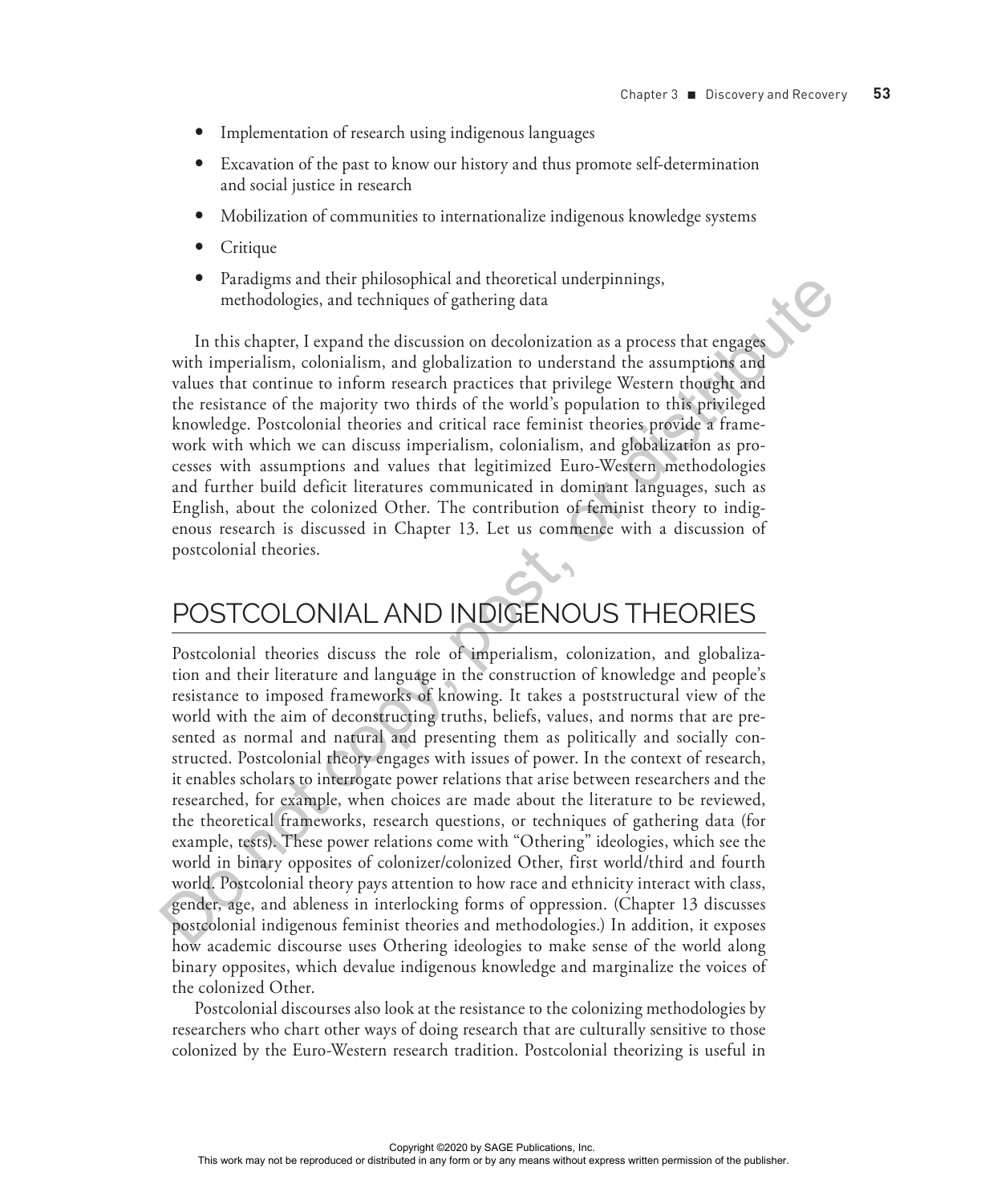- Implementation of research using indigenous languages
- Excavation of the past to know our history and thus promote self-determination and social justice in research
- Mobilization of communities to internationalize indigenous knowledge systems
- Critique
- Paradigms and their philosophical and theoretical underpinnings, methodologies, and techniques of gathering data

In this chapter, I expand the discussion on decolonization as a process that engages with imperialism, colonialism, and globalization to understand the assumptions and values that continue to inform research practices that privilege Western thought and the resistance of the majority two thirds of the world's population to this privileged knowledge. Postcolonial theories and critical race feminist theories provide a framework with which we can discuss imperialism, colonialism, and globalization as processes with assumptions and values that legitimized Euro-Western methodologies and further build deficit literatures communicated in dominant languages, such as English, about the colonized Other. The contribution of feminist theory to indigenous research is discussed in Chapter 13. Let us commence with a discussion of postcolonial theories.

## POSTCOLONIAL AND INDIGENOUS THEORIES

Postcolonial theories discuss the role of imperialism, colonization, and globalization and their literature and language in the construction of knowledge and people's resistance to imposed frameworks of knowing. It takes a poststructural view of the world with the aim of deconstructing truths, beliefs, values, and norms that are presented as normal and natural and presenting them as politically and socially constructed. Postcolonial theory engages with issues of power. In the context of research, it enables scholars to interrogate power relations that arise between researchers and the researched, for example, when choices are made about the literature to be reviewed, the theoretical frameworks, research questions, or techniques of gathering data (for example, tests). These power relations come with "Othering" ideologies, which see the world in binary opposites of colonizer/colonized Other, first world/third and fourth world. Postcolonial theory pays attention to how race and ethnicity interact with class, gender, age, and ableness in interlocking forms of oppression. (Chapter 13 discusses postcolonial indigenous feminist theories and methodologies.) In addition, it exposes how academic discourse uses Othering ideologies to make sense of the world along binary opposites, which devalue indigenous knowledge and marginalize the voices of the colonized Other.

Postcolonial discourses also look at the resistance to the colonizing methodologies by researchers who chart other ways of doing research that are culturally sensitive to those colonized by the Euro-Western research tradition. Postcolonial theorizing is useful in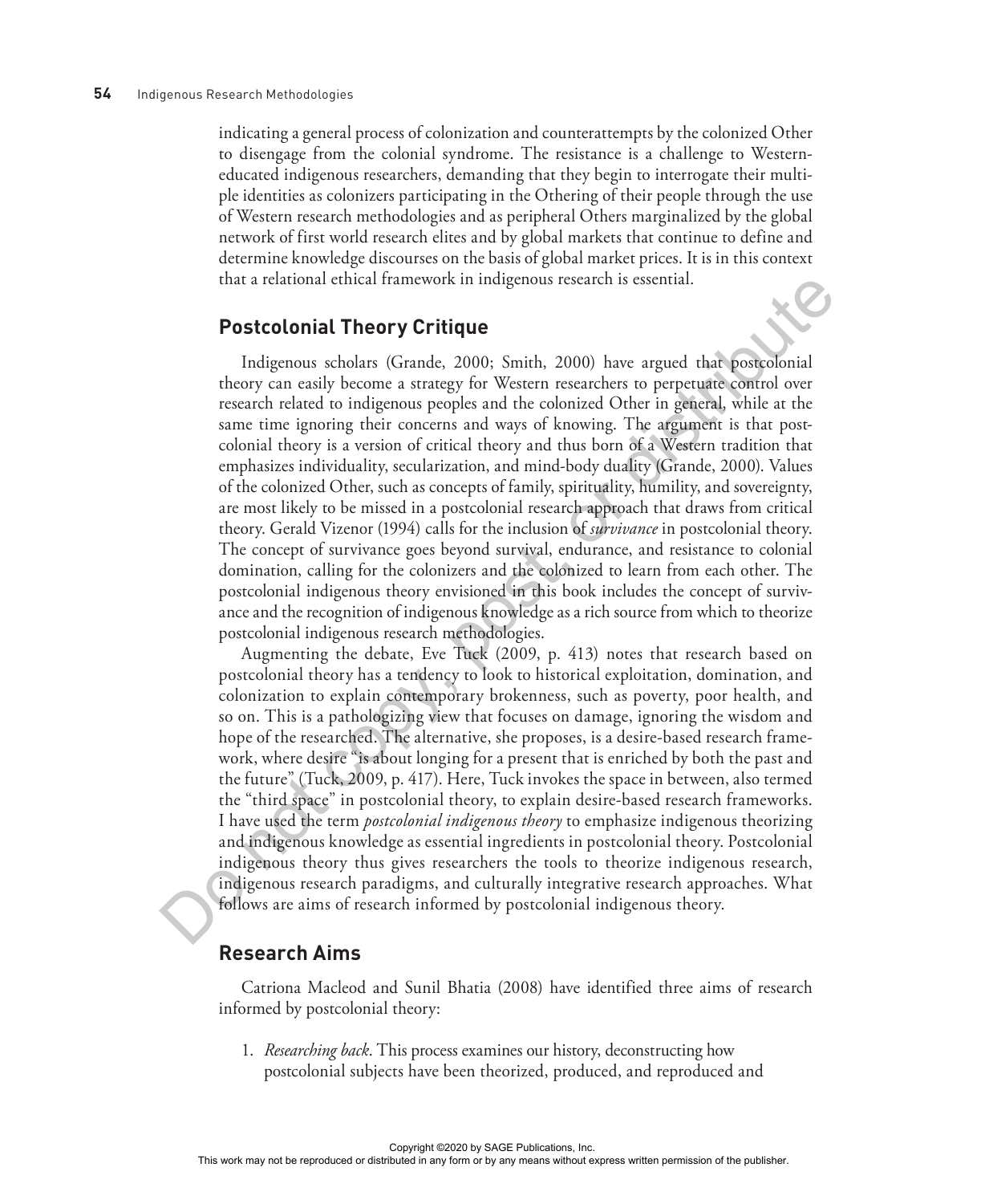indicating a general process of colonization and counterattempts by the colonized Other to disengage from the colonial syndrome. The resistance is a challenge to Western-educated indigenous researchers, demanding that they begin to interrogate their multiple identities as colonizers participating in the Othering of their people through the use of Western research methodologies and as peripheral Others marginalized by the global network of first world research elites and by global markets that continue to define and determine knowledge discourses on the basis of global market prices. It is in this context that a relational ethical framework in indigenous research is essential.

## Postcolonial Theory Critique

Indigenous scholars (Grande, 2000; Smith, 2000) have argued that postcolonial theory can easily become a strategy for Western researchers to perpetuate control over research related to indigenous peoples and the colonized Other in general, while at the same time ignoring their concerns and ways of knowing. The argument is that postcolonial theory is a version of critical theory and thus born of a Western tradition that emphasizes individuality, secularization, and mind-body duality (Grande, 2000). Values of the colonized Other, such as concepts of family, spirituality, humility, and sovereignty, are most likely to be missed in a postcolonial research approach that draws from critical theory. Gerald Vizenor (1994) calls for the inclusion of *survivance* in postcolonial theory. The concept of survivance goes beyond survival, endurance, and resistance to colonial domination, calling for the colonizers and the colonized to learn from each other. The postcolonial indigenous theory envisioned in this book includes the concept of survivance and the recognition of indigenous knowledge as a rich source from which to theorize postcolonial indigenous research methodologies.

Augmenting the debate, Eve Tuck (2009, p. 413) notes that research based on postcolonial theory has a tendency to look to historical exploitation, domination, and colonization to explain contemporary brokenness, such as poverty, poor health, and so on. This is a pathologizing view that focuses on damage, ignoring the wisdom and hope of the researched. The alternative, she proposes, is a desire-based research framework, where desire "is about longing for a present that is enriched by both the past and the future" (Tuck, 2009, p. 417). Here, Tuck invokes the space in between, also termed the "third space" in postcolonial theory, to explain desire-based research frameworks. I have used the term *postcolonial indigenous theory* to emphasize indigenous theorizing and indigenous knowledge as essential ingredients in postcolonial theory. Postcolonial indigenous theory thus gives researchers the tools to theorize indigenous research, indigenous research paradigms, and culturally integrative research approaches. What follows are aims of research informed by postcolonial indigenous theory.

## Research Aims

Catriona Macleod and Sunil Bhatia (2008) have identified three aims of research informed by postcolonial theory:

1. *Researching back*. This process examines our history, deconstructing how postcolonial subjects have been theorized, produced, and reproduced and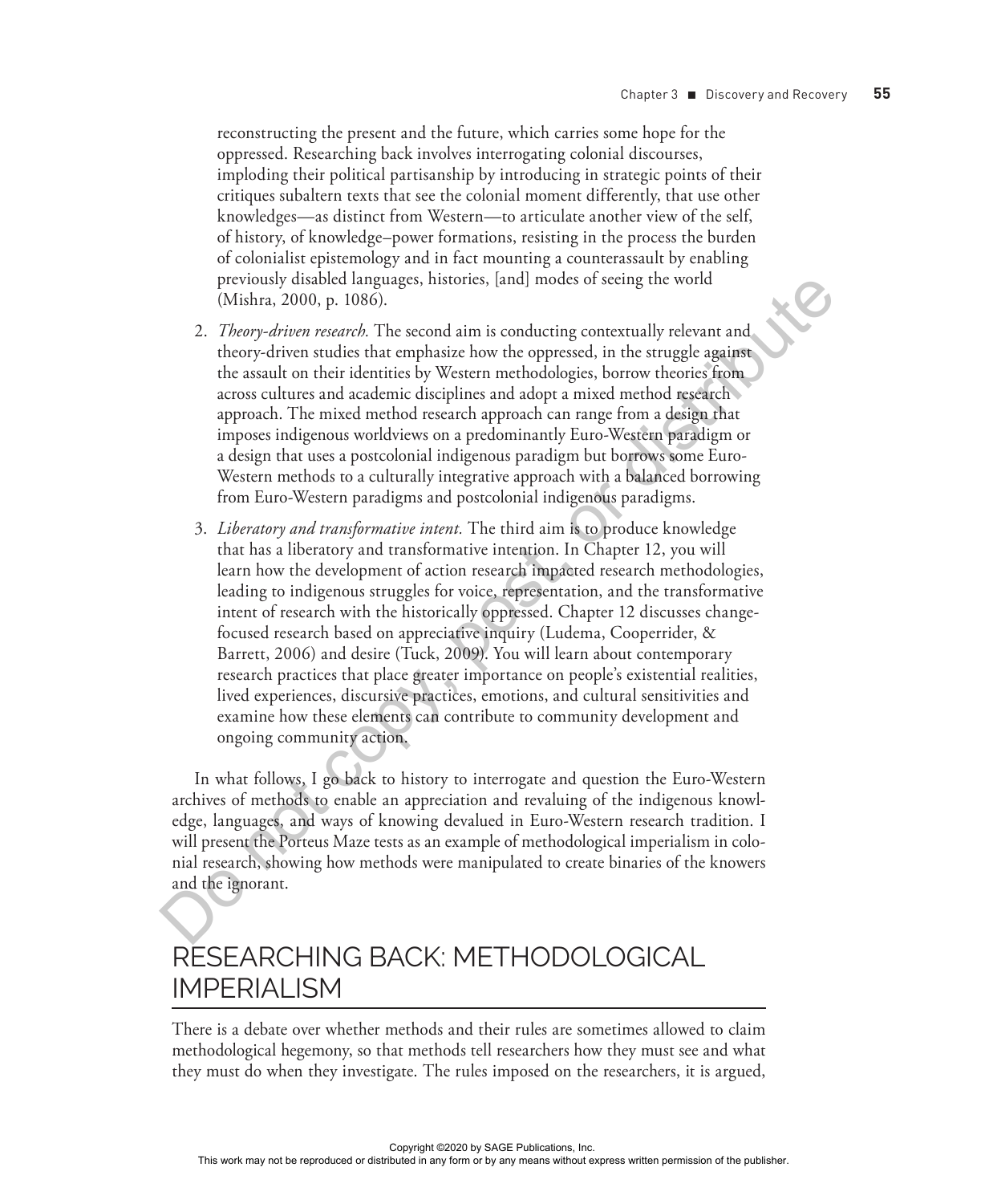reconstructing the present and the future, which carries some hope for the oppressed. Researching back involves interrogating colonial discourses, imploding their political partisanship by introducing in strategic points of their critiques subaltern texts that see the colonial moment differently, that use other knowledges—as distinct from Western—to articulate another view of the self, of history, of knowledge–power formations, resisting in the process the burden of colonialist epistemology and in fact mounting a counterassault by enabling previously disabled languages, histories, [and] modes of seeing the world (Mishra, 2000, p. 1086).

2. *Theory-driven research.* The second aim is conducting contextually relevant and theory-driven studies that emphasize how the oppressed, in the struggle against the assault on their identities by Western methodologies, borrow theories from across cultures and academic disciplines and adopt a mixed method research approach. The mixed method research approach can range from a design that imposes indigenous worldviews on a predominantly Euro-Western paradigm or a design that uses a postcolonial indigenous paradigm but borrows some Euro-Western methods to a culturally integrative approach with a balanced borrowing from Euro-Western paradigms and postcolonial indigenous paradigms.

3. *Liberatory and transformative intent.* The third aim is to produce knowledge that has a liberatory and transformative intention. In Chapter 12, you will learn how the development of action research impacted research methodologies, leading to indigenous struggles for voice, representation, and the transformative intent of research with the historically oppressed. Chapter 12 discusses change-focused research based on appreciative inquiry (Ludema, Cooperrider, & Barrett, 2006) and desire (Tuck, 2009). You will learn about contemporary research practices that place greater importance on people's existential realities, lived experiences, discursive practices, emotions, and cultural sensitivities and examine how these elements can contribute to community development and ongoing community action.

In what follows, I go back to history to interrogate and question the Euro-Western archives of methods to enable an appreciation and revaluing of the indigenous knowledge, languages, and ways of knowing devalued in Euro-Western research tradition. I will present the Porteus Maze tests as an example of methodological imperialism in colonial research, showing how methods were manipulated to create binaries of the knowers and the ignorant.

## RESEARCHING BACK: METHODOLOGICAL IMPERIALISM

There is a debate over whether methods and their rules are sometimes allowed to claim methodological hegemony, so that methods tell researchers how they must see and what they must do when they investigate. The rules imposed on the researchers, it is argued,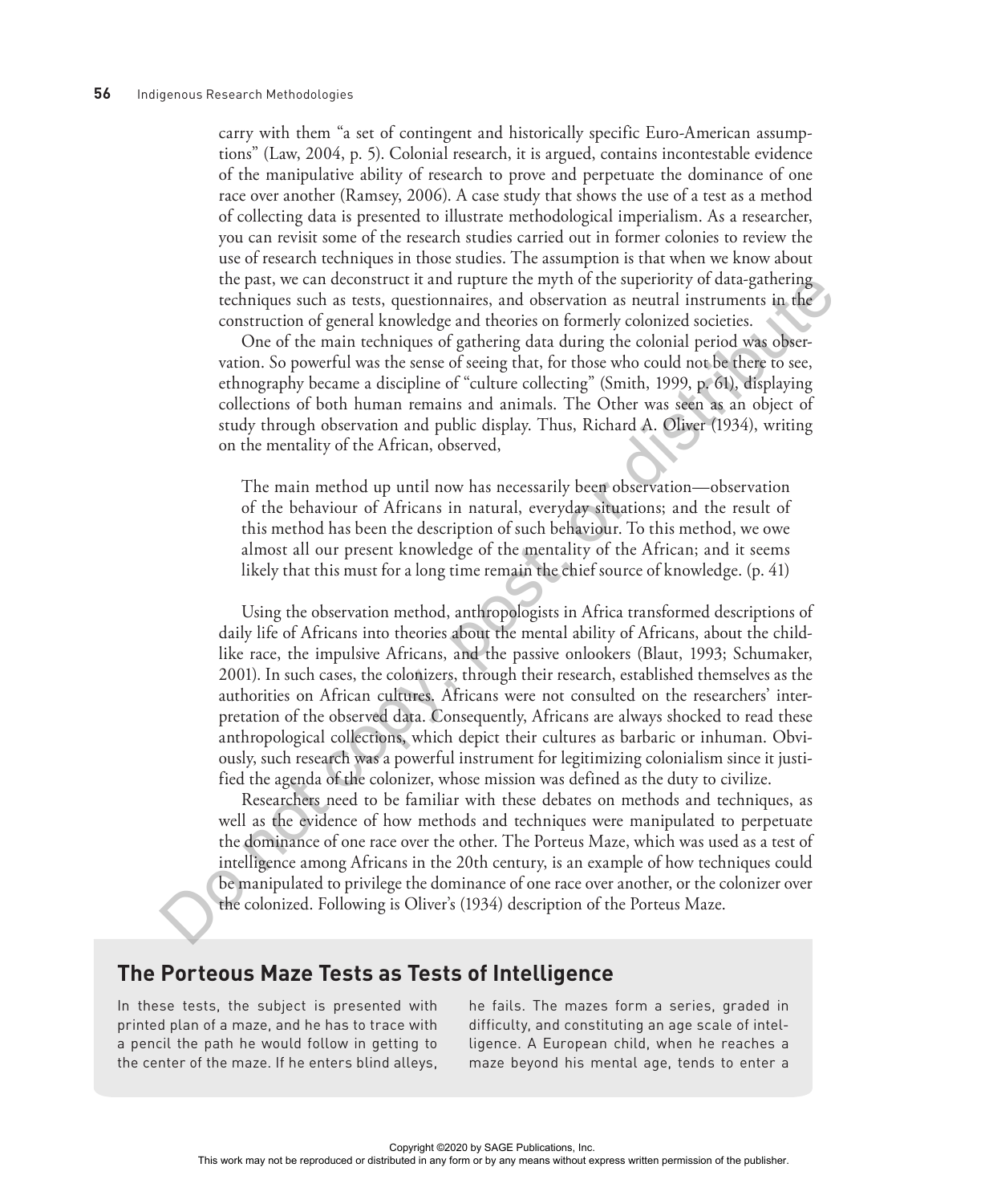carry with them "a set of contingent and historically specific Euro-American assumptions" (Law, 2004, p. 5). Colonial research, it is argued, contains incontestable evidence of the manipulative ability of research to prove and perpetuate the dominance of one race over another (Ramsey, 2006). A case study that shows the use of a test as a method of collecting data is presented to illustrate methodological imperialism. As a researcher, you can revisit some of the research studies carried out in former colonies to review the use of research techniques in those studies. The assumption is that when we know about the past, we can deconstruct it and rupture the myth of the superiority of data-gathering techniques such as tests, questionnaires, and observation as neutral instruments in the construction of general knowledge and theories on formerly colonized societies.

One of the main techniques of gathering data during the colonial period was observation. So powerful was the sense of seeing that, for those who could not be there to see, ethnography became a discipline of "culture collecting" (Smith, 1999, p. 61), displaying collections of both human remains and animals. The Other was seen as an object of study through observation and public display. Thus, Richard A. Oliver (1934), writing on the mentality of the African, observed,

> The main method up until now has necessarily been observation—observation of the behaviour of Africans in natural, everyday situations; and the result of this method has been the description of such behaviour. To this method, we owe almost all our present knowledge of the mentality of the African; and it seems likely that this must for a long time remain the chief source of knowledge. (p. 41)

Using the observation method, anthropologists in Africa transformed descriptions of daily life of Africans into theories about the mental ability of Africans, about the childlike race, the impulsive Africans, and the passive onlookers (Blaut, 1993; Schumaker, 2001). In such cases, the colonizers, through their research, established themselves as the authorities on African cultures. Africans were not consulted on the researchers' interpretation of the observed data. Consequently, Africans are always shocked to read these anthropological collections, which depict their cultures as barbaric or inhuman. Obviously, such research was a powerful instrument for legitimizing colonialism since it justified the agenda of the colonizer, whose mission was defined as the duty to civilize.

Researchers need to be familiar with these debates on methods and techniques, as well as the evidence of how methods and techniques were manipulated to perpetuate the dominance of one race over the other. The Porteus Maze, which was used as a test of intelligence among Africans in the 20th century, is an example of how techniques could be manipulated to privilege the dominance of one race over another, or the colonizer over the colonized. Following is Oliver's (1934) description of the Porteus Maze.

## The Porteous Maze Tests as Tests of Intelligence

In these tests, the subject is presented with printed plan of a maze, and he has to trace with a pencil the path he would follow in getting to the center of the maze. If he enters blind alleys, he fails. The mazes form a series, graded in difficulty, and constituting an age scale of intelligence. A European child, when he reaches a maze beyond his mental age, tends to enter a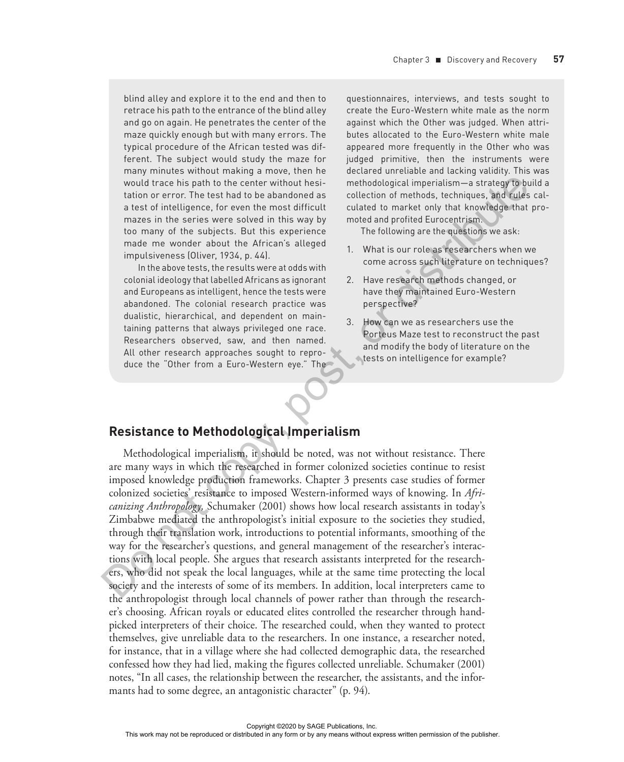blind alley and explore it to the end and then to retrace his path to the entrance of the blind alley and go on again. He penetrates the center of the maze quickly enough but with many errors. The typical procedure of the African tested was different. The subject would study the maze for many minutes without making a move, then he would trace his path to the center without hesitation or error. The test had to be abandoned as a test of intelligence, for even the most difficult mazes in the series were solved in this way by too many of the subjects. But this experience made me wonder about the African's alleged impulsiveness (Oliver, 1934, p. 44).

In the above tests, the results were at odds with colonial ideology that labelled Africans as ignorant and Europeans as intelligent, hence the tests were abandoned. The colonial research practice was dualistic, hierarchical, and dependent on maintaining patterns that always privileged one race. Researchers observed, saw, and then named. All other research approaches sought to reproduce the "Other from a Euro-Western eye." The questionnaires, interviews, and tests sought to create the Euro-Western white male as the norm against which the Other was judged. When attributes allocated to the Euro-Western white male appeared more frequently in the Other who was judged primitive, then the instruments were declared unreliable and lacking validity. This was methodological imperialism—a strategy to build a collection of methods, techniques, and rules calculated to market only that knowledge that promoted and profited Eurocentrism.

The following are the questions we ask:

1. What is our role as researchers when we come across such literature on techniques?
2. Have research methods changed, or have they maintained Euro-Western perspective?
3. How can we as researchers use the Porteus Maze test to reconstruct the past and modify the body of literature on the tests on intelligence for example?

## Resistance to Methodological Imperialism

Methodological imperialism, it should be noted, was not without resistance. There are many ways in which the researched in former colonized societies continue to resist imposed knowledge production frameworks. Chapter 3 presents case studies of former colonized societies' resistance to imposed Western-informed ways of knowing. In *Africanizing Anthropology,* Schumaker (2001) shows how local research assistants in today's Zimbabwe mediated the anthropologist's initial exposure to the societies they studied, through their translation work, introductions to potential informants, smoothing of the way for the researcher's questions, and general management of the researcher's interactions with local people. She argues that research assistants interpreted for the researchers, who did not speak the local languages, while at the same time protecting the local society and the interests of some of its members. In addition, local interpreters came to the anthropologist through local channels of power rather than through the researcher's choosing. African royals or educated elites controlled the researcher through hand-picked interpreters of their choice. The researched could, when they wanted to protect themselves, give unreliable data to the researchers. In one instance, a researcher noted, for instance, that in a village where she had collected demographic data, the researched confessed how they had lied, making the figures collected unreliable. Schumaker (2001) notes, "In all cases, the relationship between the researcher, the assistants, and the informants had to some degree, an antagonistic character" (p. 94).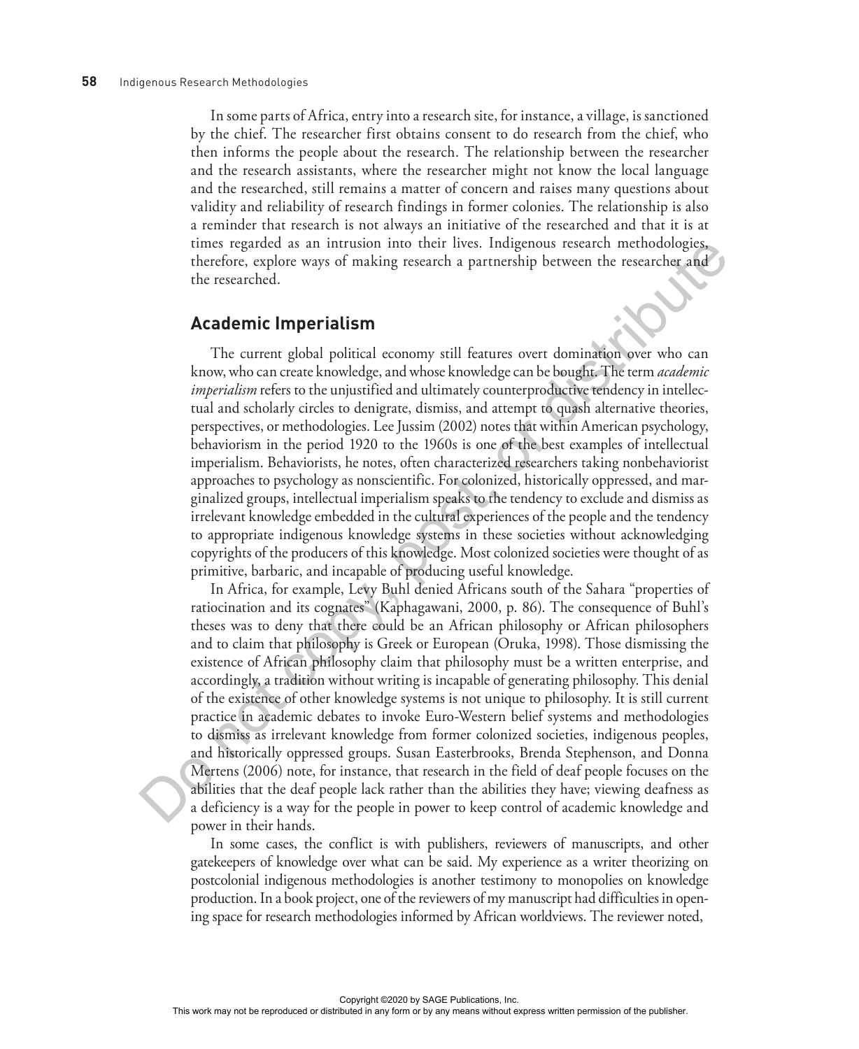In some parts of Africa, entry into a research site, for instance, a village, is sanctioned by the chief. The researcher first obtains consent to do research from the chief, who then informs the people about the research. The relationship between the researcher and the research assistants, where the researcher might not know the local language and the researched, still remains a matter of concern and raises many questions about validity and reliability of research findings in former colonies. The relationship is also a reminder that research is not always an initiative of the researched and that it is at times regarded as an intrusion into their lives. Indigenous research methodologies, therefore, explore ways of making research a partnership between the researcher and the researched.

## Academic Imperialism

The current global political economy still features overt domination over who can know, who can create knowledge, and whose knowledge can be bought. The term *academic imperialism* refers to the unjustified and ultimately counterproductive tendency in intellectual and scholarly circles to denigrate, dismiss, and attempt to quash alternative theories, perspectives, or methodologies. Lee Jussim (2002) notes that within American psychology, behaviorism in the period 1920 to the 1960s is one of the best examples of intellectual imperialism. Behaviorists, he notes, often characterized researchers taking nonbehaviorist approaches to psychology as nonscientific. For colonized, historically oppressed, and marginalized groups, intellectual imperialism speaks to the tendency to exclude and dismiss as irrelevant knowledge embedded in the cultural experiences of the people and the tendency to appropriate indigenous knowledge systems in these societies without acknowledging copyrights of the producers of this knowledge. Most colonized societies were thought of as primitive, barbaric, and incapable of producing useful knowledge.

In Africa, for example, Levy Buhl denied Africans south of the Sahara "properties of ratiocination and its cognates" (Kaphagawani, 2000, p. 86). The consequence of Buhl's theses was to deny that there could be an African philosophy or African philosophers and to claim that philosophy is Greek or European (Oruka, 1998). Those dismissing the existence of African philosophy claim that philosophy must be a written enterprise, and accordingly, a tradition without writing is incapable of generating philosophy. This denial of the existence of other knowledge systems is not unique to philosophy. It is still current practice in academic debates to invoke Euro-Western belief systems and methodologies to dismiss as irrelevant knowledge from former colonized societies, indigenous peoples, and historically oppressed groups. Susan Easterbrooks, Brenda Stephenson, and Donna Mertens (2006) note, for instance, that research in the field of deaf people focuses on the abilities that the deaf people lack rather than the abilities they have; viewing deafness as a deficiency is a way for the people in power to keep control of academic knowledge and power in their hands.

In some cases, the conflict is with publishers, reviewers of manuscripts, and other gatekeepers of knowledge over what can be said. My experience as a writer theorizing on postcolonial indigenous methodologies is another testimony to monopolies on knowledge production. In a book project, one of the reviewers of my manuscript had difficulties in opening space for research methodologies informed by African worldviews. The reviewer noted,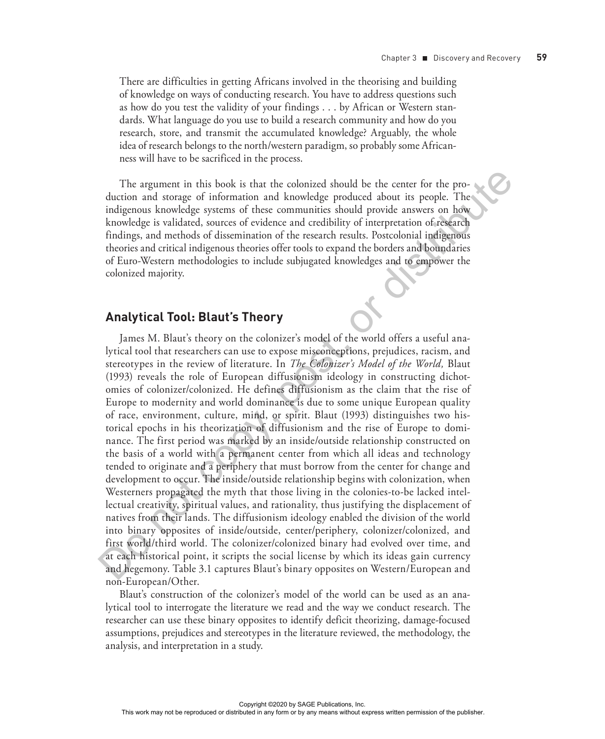> There are difficulties in getting Africans involved in the theorising and building of knowledge on ways of conducting research. You have to address questions such as how do you test the validity of your findings . . . by African or Western standards. What language do you use to build a research community and how do you research, store, and transmit the accumulated knowledge? Arguably, the whole idea of research belongs to the north/western paradigm, so probably some Africanness will have to be sacrificed in the process.

The argument in this book is that the colonized should be the center for the production and storage of information and knowledge produced about its people. The indigenous knowledge systems of these communities should provide answers on how knowledge is validated, sources of evidence and credibility of interpretation of research findings, and methods of dissemination of the research results. Postcolonial indigenous theories and critical indigenous theories offer tools to expand the borders and boundaries of Euro-Western methodologies to include subjugated knowledges and to empower the colonized majority.

## Analytical Tool: Blaut's Theory

James M. Blaut's theory on the colonizer's model of the world offers a useful analytical tool that researchers can use to expose misconceptions, prejudices, racism, and stereotypes in the review of literature. In *The Colonizer's Model of the World,* Blaut (1993) reveals the role of European diffusionism ideology in constructing dichotomies of colonizer/colonized. He defines diffusionism as the claim that the rise of Europe to modernity and world dominance is due to some unique European quality of race, environment, culture, mind, or spirit. Blaut (1993) distinguishes two historical epochs in his theorization of diffusionism and the rise of Europe to dominance. The first period was marked by an inside/outside relationship constructed on the basis of a world with a permanent center from which all ideas and technology tended to originate and a periphery that must borrow from the center for change and development to occur. The inside/outside relationship begins with colonization, when Westerners propagated the myth that those living in the colonies-to-be lacked intellectual creativity, spiritual values, and rationality, thus justifying the displacement of natives from their lands. The diffusionism ideology enabled the division of the world into binary opposites of inside/outside, center/periphery, colonizer/colonized, and first world/third world. The colonizer/colonized binary had evolved over time, and at each historical point, it scripts the social license by which its ideas gain currency and hegemony. Table 3.1 captures Blaut's binary opposites on Western/European and non-European/Other.

Blaut's construction of the colonizer's model of the world can be used as an analytical tool to interrogate the literature we read and the way we conduct research. The researcher can use these binary opposites to identify deficit theorizing, damage-focused assumptions, prejudices and stereotypes in the literature reviewed, the methodology, the analysis, and interpretation in a study.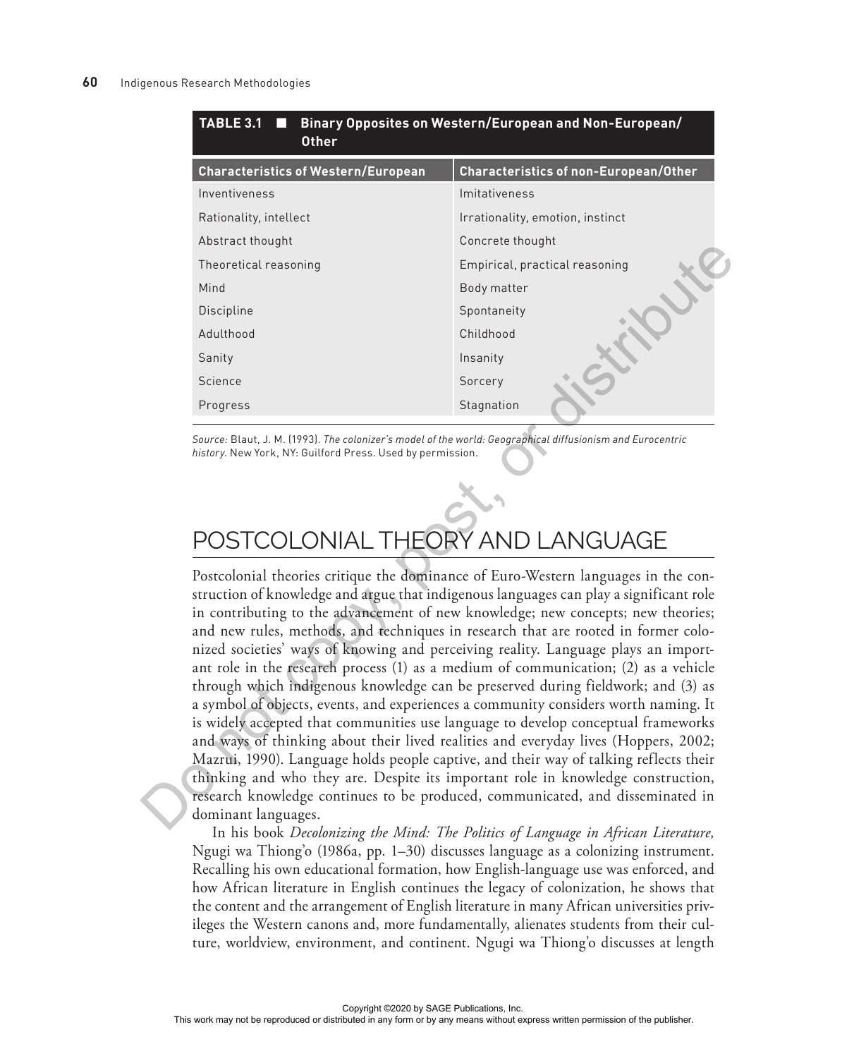**TABLE 3.1 ■ Binary Opposites on Western/European and Non-European/Other**

| Characteristics of Western/European | Characteristics of non-European/Other |
|---|---|
| Inventiveness | Imitativeness |
| Rationality, intellect | Irrationality, emotion, instinct |
| Abstract thought | Concrete thought |
| Theoretical reasoning | Empirical, practical reasoning |
| Mind | Body matter |
| Discipline | Spontaneity |
| Adulthood | Childhood |
| Sanity | Insanity |
| Science | Sorcery |
| Progress | Stagnation |

*Source:* Blaut, J. M. (1993). *The colonizer's model of the world: Geographical diffusionism and Eurocentric history.* New York, NY: Guilford Press. Used by permission.

## POSTCOLONIAL THEORY AND LANGUAGE

Postcolonial theories critique the dominance of Euro-Western languages in the construction of knowledge and argue that indigenous languages can play a significant role in contributing to the advancement of new knowledge; new concepts; new theories; and new rules, methods, and techniques in research that are rooted in former colonized societies' ways of knowing and perceiving reality. Language plays an important role in the research process (1) as a medium of communication; (2) as a vehicle through which indigenous knowledge can be preserved during fieldwork; and (3) as a symbol of objects, events, and experiences a community considers worth naming. It is widely accepted that communities use language to develop conceptual frameworks and ways of thinking about their lived realities and everyday lives (Hoppers, 2002; Mazrui, 1990). Language holds people captive, and their way of talking reflects their thinking and who they are. Despite its important role in knowledge construction, research knowledge continues to be produced, communicated, and disseminated in dominant languages.

In his book *Decolonizing the Mind: The Politics of Language in African Literature,* Ngugi wa Thiong'o (1986a, pp. 1–30) discusses language as a colonizing instrument. Recalling his own educational formation, how English-language use was enforced, and how African literature in English continues the legacy of colonization, he shows that the content and the arrangement of English literature in many African universities privileges the Western canons and, more fundamentally, alienates students from their culture, worldview, environment, and continent. Ngugi wa Thiong'o discusses at length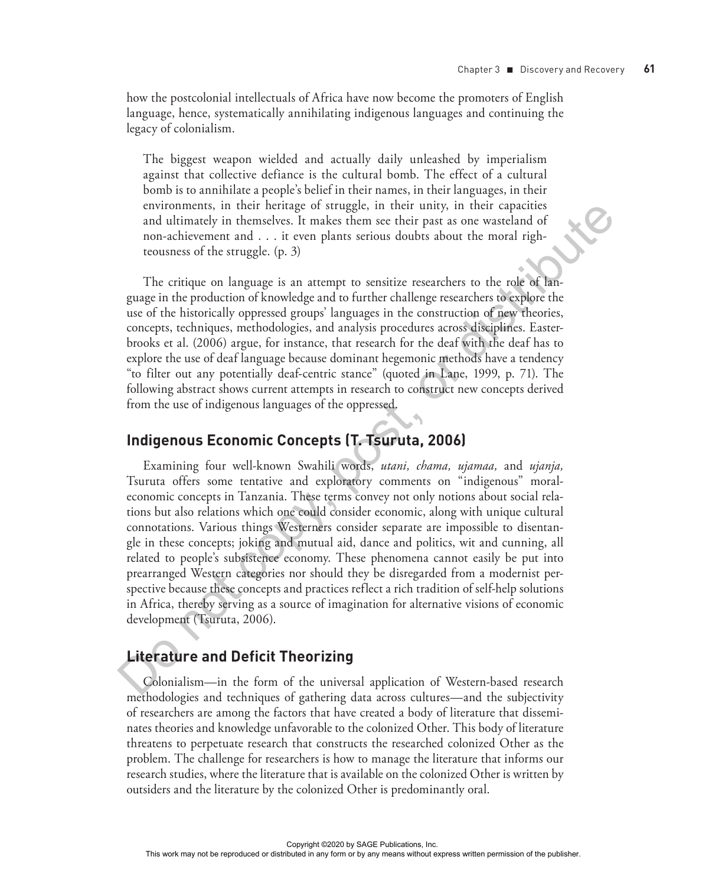how the postcolonial intellectuals of Africa have now become the promoters of English language, hence, systematically annihilating indigenous languages and continuing the legacy of colonialism.

> The biggest weapon wielded and actually daily unleashed by imperialism against that collective defiance is the cultural bomb. The effect of a cultural bomb is to annihilate a people's belief in their names, in their languages, in their environments, in their heritage of struggle, in their unity, in their capacities and ultimately in themselves. It makes them see their past as one wasteland of non-achievement and . . . it even plants serious doubts about the moral righteousness of the struggle. (p. 3)

The critique on language is an attempt to sensitize researchers to the role of language in the production of knowledge and to further challenge researchers to explore the use of the historically oppressed groups' languages in the construction of new theories, concepts, techniques, methodologies, and analysis procedures across disciplines. Easterbrooks et al. (2006) argue, for instance, that research for the deaf with the deaf has to explore the use of deaf language because dominant hegemonic methods have a tendency "to filter out any potentially deaf-centric stance" (quoted in Lane, 1999, p. 71). The following abstract shows current attempts in research to construct new concepts derived from the use of indigenous languages of the oppressed.

## Indigenous Economic Concepts (T. Tsuruta, 2006)

Examining four well-known Swahili words, *utani, chama, ujamaa,* and *ujanja,* Tsuruta offers some tentative and exploratory comments on "indigenous" moral-economic concepts in Tanzania. These terms convey not only notions about social relations but also relations which one could consider economic, along with unique cultural connotations. Various things Westerners consider separate are impossible to disentangle in these concepts; joking and mutual aid, dance and politics, wit and cunning, all related to people's subsistence economy. These phenomena cannot easily be put into prearranged Western categories nor should they be disregarded from a modernist perspective because these concepts and practices reflect a rich tradition of self-help solutions in Africa, thereby serving as a source of imagination for alternative visions of economic development (Tsuruta, 2006).

## Literature and Deficit Theorizing

Colonialism—in the form of the universal application of Western-based research methodologies and techniques of gathering data across cultures—and the subjectivity of researchers are among the factors that have created a body of literature that disseminates theories and knowledge unfavorable to the colonized Other. This body of literature threatens to perpetuate research that constructs the researched colonized Other as the problem. The challenge for researchers is how to manage the literature that informs our research studies, where the literature that is available on the colonized Other is written by outsiders and the literature by the colonized Other is predominantly oral.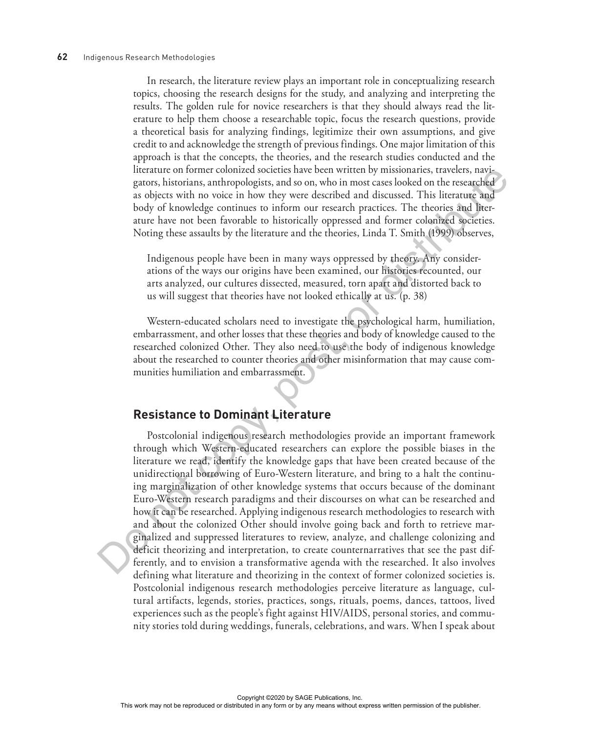In research, the literature review plays an important role in conceptualizing research topics, choosing the research designs for the study, and analyzing and interpreting the results. The golden rule for novice researchers is that they should always read the literature to help them choose a researchable topic, focus the research questions, provide a theoretical basis for analyzing findings, legitimize their own assumptions, and give credit to and acknowledge the strength of previous findings. One major limitation of this approach is that the concepts, the theories, and the research studies conducted and the literature on former colonized societies have been written by missionaries, travelers, navigators, historians, anthropologists, and so on, who in most cases looked on the researched as objects with no voice in how they were described and discussed. This literature and body of knowledge continues to inform our research practices. The theories and literature have not been favorable to historically oppressed and former colonized societies. Noting these assaults by the literature and the theories, Linda T. Smith (1999) observes,

> Indigenous people have been in many ways oppressed by theory. Any considerations of the ways our origins have been examined, our histories recounted, our arts analyzed, our cultures dissected, measured, torn apart and distorted back to us will suggest that theories have not looked ethically at us. (p. 38)

Western-educated scholars need to investigate the psychological harm, humiliation, embarrassment, and other losses that these theories and body of knowledge caused to the researched colonized Other. They also need to use the body of indigenous knowledge about the researched to counter theories and other misinformation that may cause communities humiliation and embarrassment.

## Resistance to Dominant Literature

Postcolonial indigenous research methodologies provide an important framework through which Western-educated researchers can explore the possible biases in the literature we read, identify the knowledge gaps that have been created because of the unidirectional borrowing of Euro-Western literature, and bring to a halt the continuing marginalization of other knowledge systems that occurs because of the dominant Euro-Western research paradigms and their discourses on what can be researched and how it can be researched. Applying indigenous research methodologies to research with and about the colonized Other should involve going back and forth to retrieve marginalized and suppressed literatures to review, analyze, and challenge colonizing and deficit theorizing and interpretation, to create counternarratives that see the past differently, and to envision a transformative agenda with the researched. It also involves defining what literature and theorizing in the context of former colonized societies is. Postcolonial indigenous research methodologies perceive literature as language, cultural artifacts, legends, stories, practices, songs, rituals, poems, dances, tattoos, lived experiences such as the people's fight against HIV/AIDS, personal stories, and community stories told during weddings, funerals, celebrations, and wars. When I speak about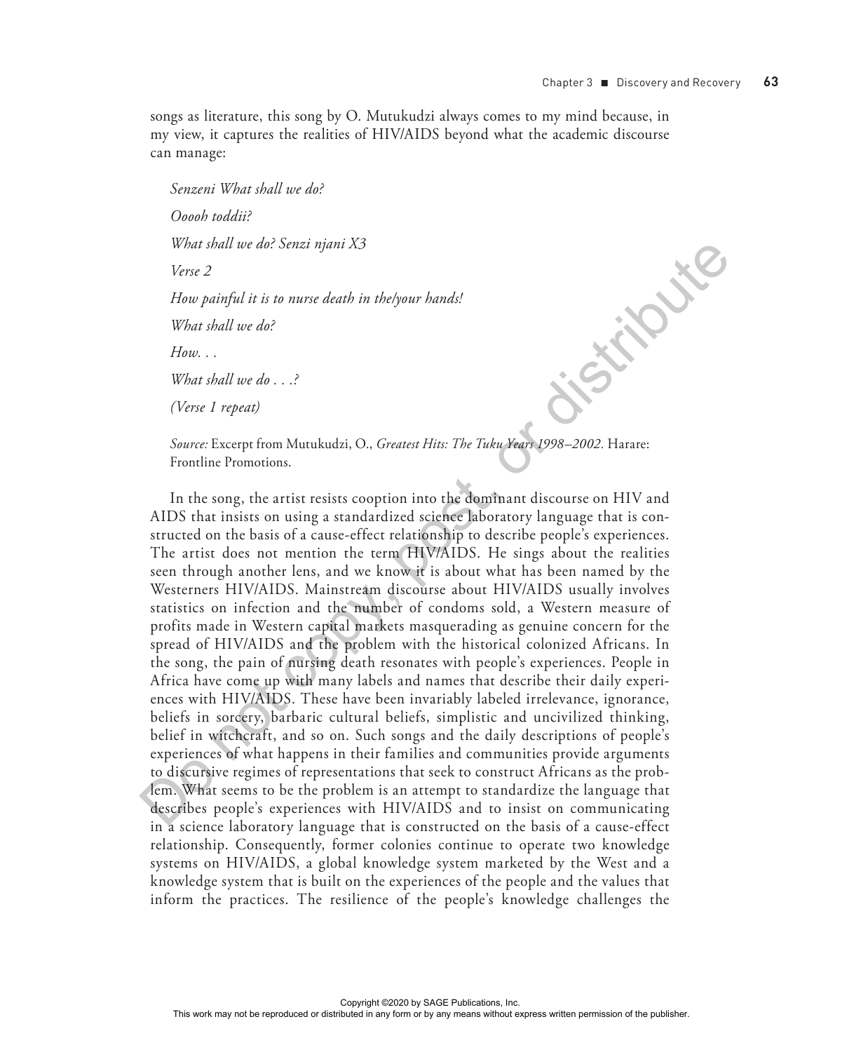songs as literature, this song by O. Mutukudzi always comes to my mind because, in my view, it captures the realities of HIV/AIDS beyond what the academic discourse can manage:

*Senzeni What shall we do?*

*Ooooh toddii?*

*What shall we do? Senzi njani X3*

*Verse 2*

*How painful it is to nurse death in the/your hands!*

*What shall we do?*

*How. . .*

*What shall we do . . .?*

*(Verse 1 repeat)*

*Source:* Excerpt from Mutukudzi, O., *Greatest Hits: The Tuku Years 1998–2002*. Harare: Frontline Promotions.

In the song, the artist resists cooption into the dominant discourse on HIV and AIDS that insists on using a standardized science laboratory language that is constructed on the basis of a cause-effect relationship to describe people's experiences. The artist does not mention the term HIV/AIDS. He sings about the realities seen through another lens, and we know it is about what has been named by the Westerners HIV/AIDS. Mainstream discourse about HIV/AIDS usually involves statistics on infection and the number of condoms sold, a Western measure of profits made in Western capital markets masquerading as genuine concern for the spread of HIV/AIDS and the problem with the historical colonized Africans. In the song, the pain of nursing death resonates with people's experiences. People in Africa have come up with many labels and names that describe their daily experiences with HIV/AIDS. These have been invariably labeled irrelevance, ignorance, beliefs in sorcery, barbaric cultural beliefs, simplistic and uncivilized thinking, belief in witchcraft, and so on. Such songs and the daily descriptions of people's experiences of what happens in their families and communities provide arguments to discursive regimes of representations that seek to construct Africans as the problem. What seems to be the problem is an attempt to standardize the language that describes people's experiences with HIV/AIDS and to insist on communicating in a science laboratory language that is constructed on the basis of a cause-effect relationship. Consequently, former colonies continue to operate two knowledge systems on HIV/AIDS, a global knowledge system marketed by the West and a knowledge system that is built on the experiences of the people and the values that inform the practices. The resilience of the people's knowledge challenges the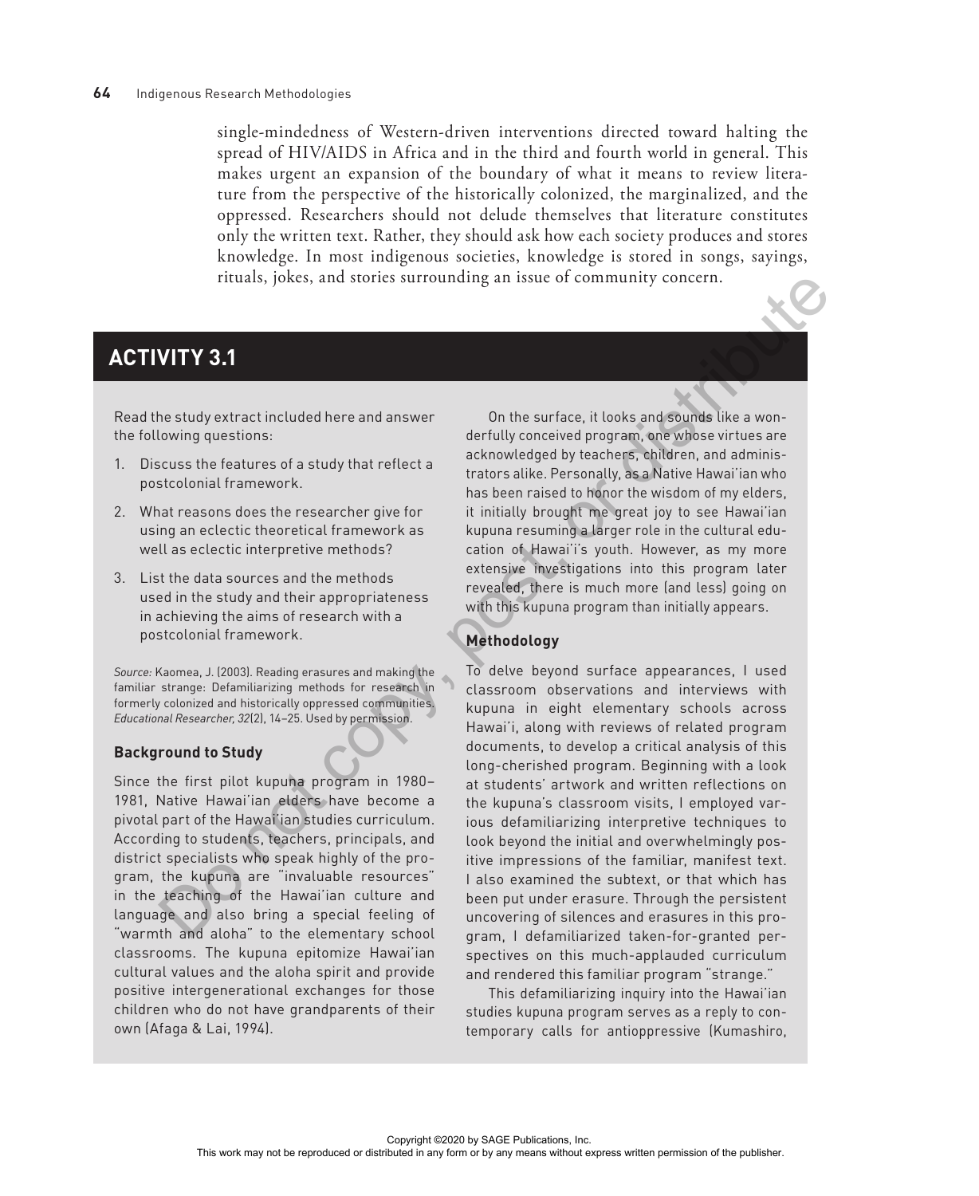single-mindedness of Western-driven interventions directed toward halting the spread of HIV/AIDS in Africa and in the third and fourth world in general. This makes urgent an expansion of the boundary of what it means to review literature from the perspective of the historically colonized, the marginalized, and the oppressed. Researchers should not delude themselves that literature constitutes only the written text. Rather, they should ask how each society produces and stores knowledge. In most indigenous societies, knowledge is stored in songs, sayings, rituals, jokes, and stories surrounding an issue of community concern.

## ACTIVITY 3.1

Read the study extract included here and answer the following questions:

1. Discuss the features of a study that reflect a postcolonial framework.
2. What reasons does the researcher give for using an eclectic theoretical framework as well as eclectic interpretive methods?
3. List the data sources and the methods used in the study and their appropriateness in achieving the aims of research with a postcolonial framework.

*Source:* Kaomea, J. (2003). Reading erasures and making the familiar strange: Defamiliarizing methods for research in formerly colonized and historically oppressed communities. *Educational Researcher, 32*(2), 14–25. Used by permission.

### Background to Study

Since the first pilot kupuna program in 1980–1981, Native Hawai'ian elders have become a pivotal part of the Hawai'ian studies curriculum. According to students, teachers, principals, and district specialists who speak highly of the program, the kupuna are "invaluable resources" in the teaching of the Hawai'ian culture and language and also bring a special feeling of "warmth and aloha" to the elementary school classrooms. The kupuna epitomize Hawai'ian cultural values and the aloha spirit and provide positive intergenerational exchanges for those children who do not have grandparents of their own (Afaga & Lai, 1994).

On the surface, it looks and sounds like a wonderfully conceived program, one whose virtues are acknowledged by teachers, children, and administrators alike. Personally, as a Native Hawai'ian who has been raised to honor the wisdom of my elders, it initially brought me great joy to see Hawai'ian kupuna resuming a larger role in the cultural education of Hawai'i's youth. However, as my more extensive investigations into this program later revealed, there is much more (and less) going on with this kupuna program than initially appears.

### Methodology

To delve beyond surface appearances, I used classroom observations and interviews with kupuna in eight elementary schools across Hawai'i, along with reviews of related program documents, to develop a critical analysis of this long-cherished program. Beginning with a look at students' artwork and written reflections on the kupuna's classroom visits, I employed various defamiliarizing interpretive techniques to look beyond the initial and overwhelmingly positive impressions of the familiar, manifest text. I also examined the subtext, or that which has been put under erasure. Through the persistent uncovering of silences and erasures in this program, I defamiliarized taken-for-granted perspectives on this much-applauded curriculum and rendered this familiar program "strange."

This defamiliarizing inquiry into the Hawai'ian studies kupuna program serves as a reply to contemporary calls for antioppressive (Kumashiro,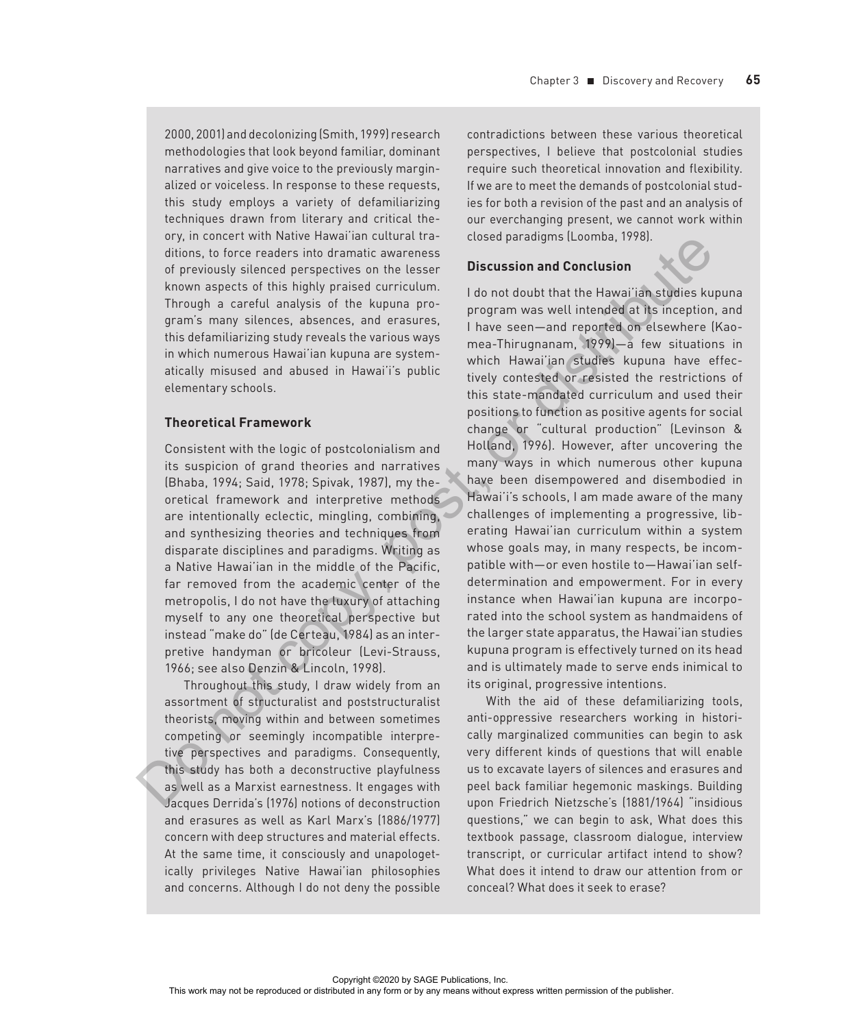2000, 2001) and decolonizing (Smith, 1999) research methodologies that look beyond familiar, dominant narratives and give voice to the previously marginalized or voiceless. In response to these requests, this study employs a variety of defamiliarizing techniques drawn from literary and critical theory, in concert with Native Hawai'ian cultural traditions, to force readers into dramatic awareness of previously silenced perspectives on the lesser known aspects of this highly praised curriculum. Through a careful analysis of the kupuna program's many silences, absences, and erasures, this defamiliarizing study reveals the various ways in which numerous Hawai'ian kupuna are systematically misused and abused in Hawai'i's public elementary schools.

### Theoretical Framework

Consistent with the logic of postcolonialism and its suspicion of grand theories and narratives (Bhaba, 1994; Said, 1978; Spivak, 1987), my theoretical framework and interpretive methods are intentionally eclectic, mingling, combining, and synthesizing theories and techniques from disparate disciplines and paradigms. Writing as a Native Hawai'ian in the middle of the Pacific, far removed from the academic center of the metropolis, I do not have the luxury of attaching myself to any one theoretical perspective but instead "make do" (de Certeau, 1984) as an interpretive handyman or bricoleur (Levi-Strauss, 1966; see also Denzin & Lincoln, 1998).

Throughout this study, I draw widely from an assortment of structuralist and poststructuralist theorists, moving within and between sometimes competing or seemingly incompatible interpretive perspectives and paradigms. Consequently, this study has both a deconstructive playfulness as well as a Marxist earnestness. It engages with Jacques Derrida's (1976) notions of deconstruction and erasures as well as Karl Marx's (1886/1977) concern with deep structures and material effects. At the same time, it consciously and unapologetically privileges Native Hawai'ian philosophies and concerns. Although I do not deny the possible contradictions between these various theoretical perspectives, I believe that postcolonial studies require such theoretical innovation and flexibility. If we are to meet the demands of postcolonial studies for both a revision of the past and an analysis of our everchanging present, we cannot work within closed paradigms (Loomba, 1998).

### Discussion and Conclusion

I do not doubt that the Hawai'ian studies kupuna program was well intended at its inception, and I have seen—and reported on elsewhere (Kaomea-Thirugnanam, 1999)—a few situations in which Hawai'ian studies kupuna have effectively contested or resisted the restrictions of this state-mandated curriculum and used their positions to function as positive agents for social change or "cultural production" (Levinson & Holland, 1996). However, after uncovering the many ways in which numerous other kupuna have been disempowered and disembodied in Hawai'i's schools, I am made aware of the many challenges of implementing a progressive, liberating Hawai'ian curriculum within a system whose goals may, in many respects, be incompatible with—or even hostile to—Hawai'ian self-determination and empowerment. For in every instance when Hawai'ian kupuna are incorporated into the school system as handmaidens of the larger state apparatus, the Hawai'ian studies kupuna program is effectively turned on its head and is ultimately made to serve ends inimical to its original, progressive intentions.

With the aid of these defamiliarizing tools, anti-oppressive researchers working in historically marginalized communities can begin to ask very different kinds of questions that will enable us to excavate layers of silences and erasures and peel back familiar hegemonic maskings. Building upon Friedrich Nietzsche's (1881/1964) "insidious questions," we can begin to ask, What does this textbook passage, classroom dialogue, interview transcript, or curricular artifact intend to show? What does it intend to draw our attention from or conceal? What does it seek to erase?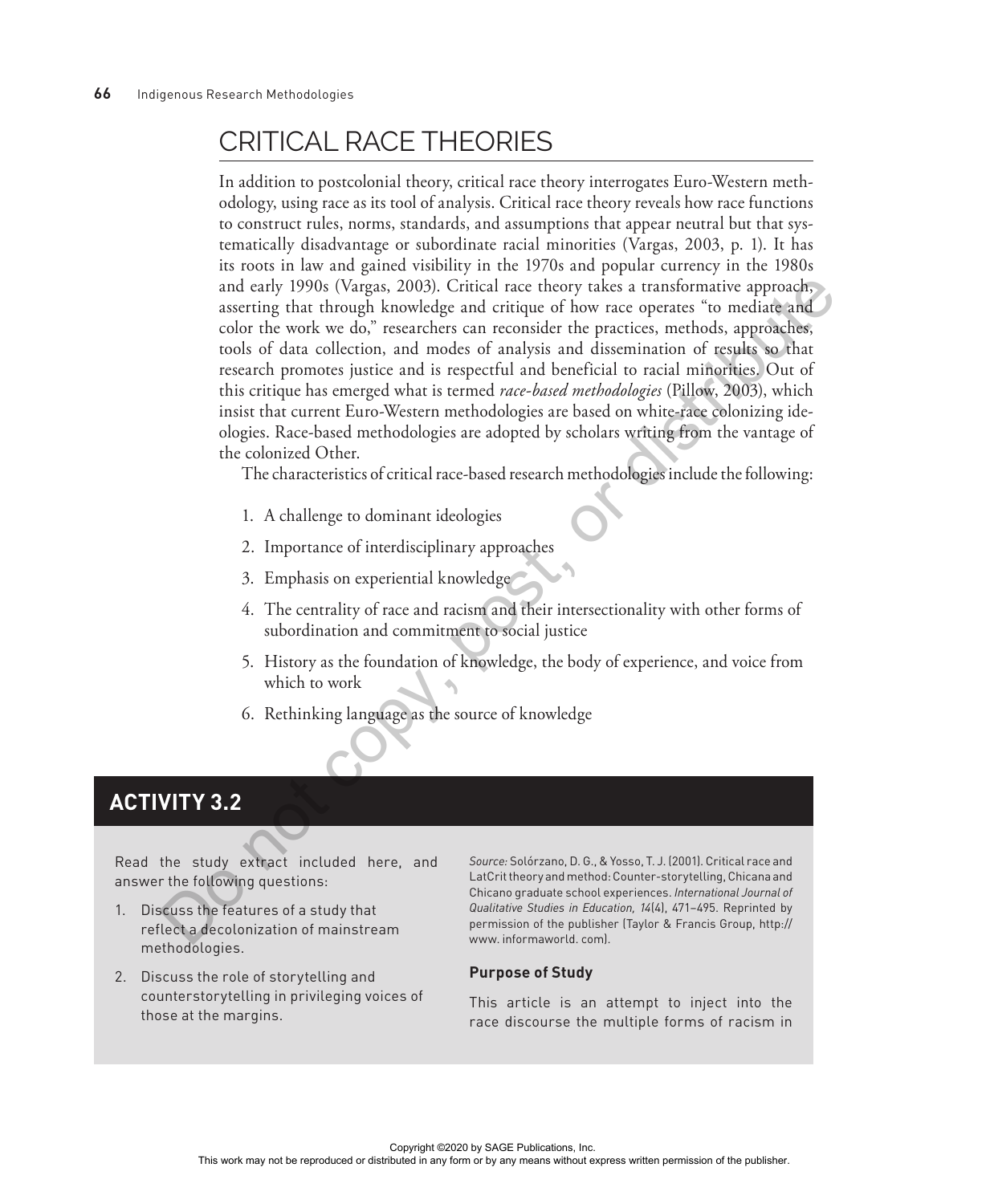# CRITICAL RACE THEORIES

In addition to postcolonial theory, critical race theory interrogates Euro-Western methodology, using race as its tool of analysis. Critical race theory reveals how race functions to construct rules, norms, standards, and assumptions that appear neutral but that systematically disadvantage or subordinate racial minorities (Vargas, 2003, p. 1). It has its roots in law and gained visibility in the 1970s and popular currency in the 1980s and early 1990s (Vargas, 2003). Critical race theory takes a transformative approach, asserting that through knowledge and critique of how race operates "to mediate and color the work we do," researchers can reconsider the practices, methods, approaches, tools of data collection, and modes of analysis and dissemination of results so that research promotes justice and is respectful and beneficial to racial minorities. Out of this critique has emerged what is termed *race-based methodologies* (Pillow, 2003), which insist that current Euro-Western methodologies are based on white-race colonizing ideologies. Race-based methodologies are adopted by scholars writing from the vantage of the colonized Other.

The characteristics of critical race-based research methodologies include the following:

1. A challenge to dominant ideologies
2. Importance of interdisciplinary approaches
3. Emphasis on experiential knowledge
4. The centrality of race and racism and their intersectionality with other forms of subordination and commitment to social justice
5. History as the foundation of knowledge, the body of experience, and voice from which to work
6. Rethinking language as the source of knowledge

## ACTIVITY 3.2

Read the study extract included here, and answer the following questions:

1. Discuss the features of a study that reflect a decolonization of mainstream methodologies.
2. Discuss the role of storytelling and counterstorytelling in privileging voices of those at the margins.

*Source:* Solórzano, D. G., & Yosso, T. J. (2001). Critical race and LatCrit theory and method: Counter-storytelling, Chicana and Chicano graduate school experiences. *International Journal of Qualitative Studies in Education, 14*(4), 471–495. Reprinted by permission of the publisher (Taylor & Francis Group, http://www. informaworld. com).

### Purpose of Study

This article is an attempt to inject into the race discourse the multiple forms of racism in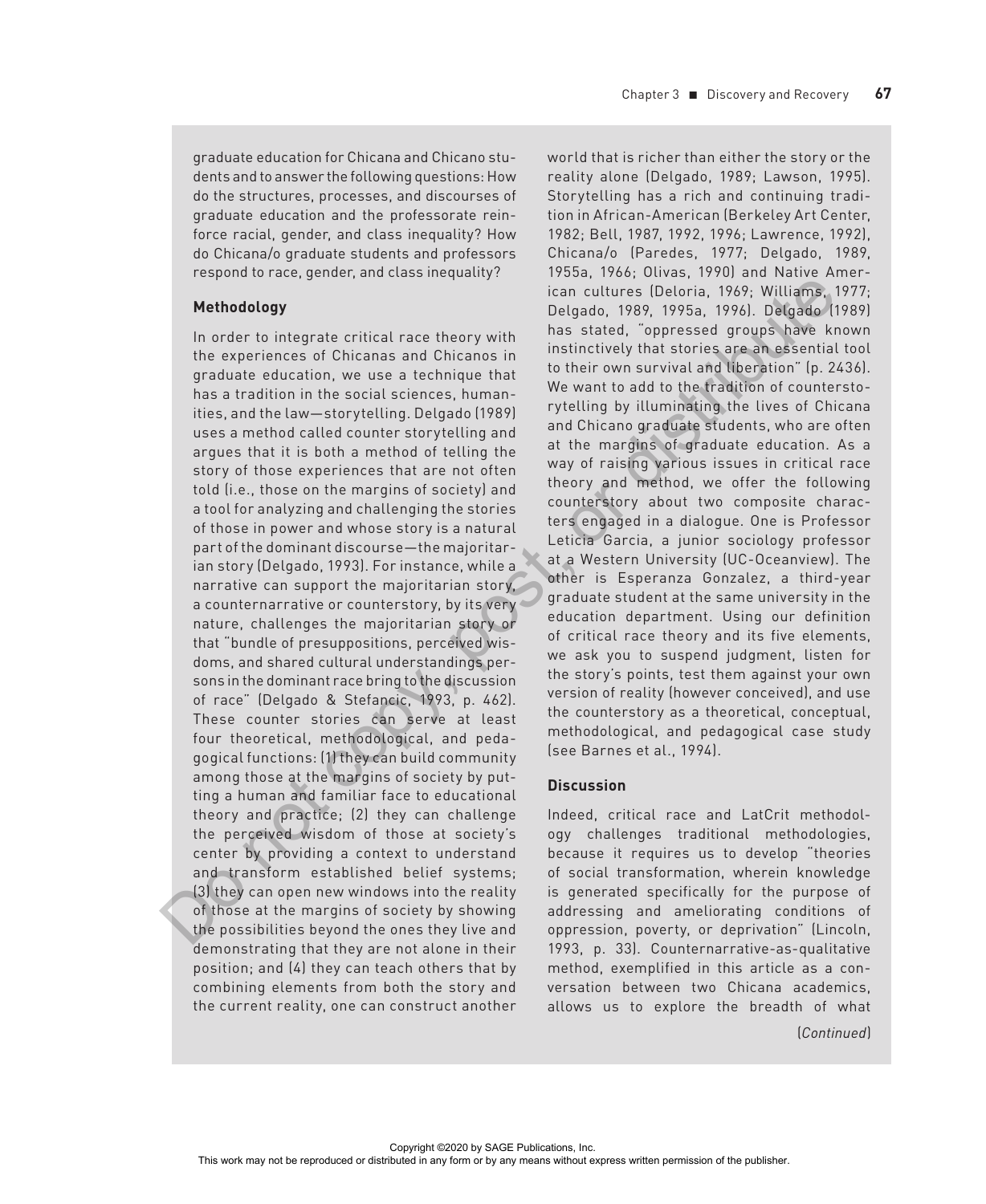graduate education for Chicana and Chicano students and to answer the following questions: How do the structures, processes, and discourses of graduate education and the professorate reinforce racial, gender, and class inequality? How do Chicana/o graduate students and professors respond to race, gender, and class inequality?

### Methodology

In order to integrate critical race theory with the experiences of Chicanas and Chicanos in graduate education, we use a technique that has a tradition in the social sciences, humanities, and the law—storytelling. Delgado (1989) uses a method called counter storytelling and argues that it is both a method of telling the story of those experiences that are not often told (i.e., those on the margins of society) and a tool for analyzing and challenging the stories of those in power and whose story is a natural part of the dominant discourse—the majoritarian story (Delgado, 1993). For instance, while a narrative can support the majoritarian story, a counternarrative or counterstory, by its very nature, challenges the majoritarian story or that "bundle of presuppositions, perceived wisdoms, and shared cultural understandings persons in the dominant race bring to the discussion of race" (Delgado & Stefancic, 1993, p. 462). These counter stories can serve at least four theoretical, methodological, and pedagogical functions: (1) they can build community among those at the margins of society by putting a human and familiar face to educational theory and practice; (2) they can challenge the perceived wisdom of those at society's center by providing a context to understand and transform established belief systems; (3) they can open new windows into the reality of those at the margins of society by showing the possibilities beyond the ones they live and demonstrating that they are not alone in their position; and (4) they can teach others that by combining elements from both the story and the current reality, one can construct another world that is richer than either the story or the reality alone (Delgado, 1989; Lawson, 1995). Storytelling has a rich and continuing tradition in African-American (Berkeley Art Center, 1982; Bell, 1987, 1992, 1996; Lawrence, 1992), Chicana/o (Paredes, 1977; Delgado, 1989, 1955a, 1966; Olivas, 1990) and Native American cultures (Deloria, 1969; Williams, 1977; Delgado, 1989, 1995a, 1996). Delgado (1989) has stated, "oppressed groups have known instinctively that stories are an essential tool to their own survival and liberation" (p. 2436). We want to add to the tradition of counterstorytelling by illuminating the lives of Chicana and Chicano graduate students, who are often at the margins of graduate education. As a way of raising various issues in critical race theory and method, we offer the following counterstory about two composite characters engaged in a dialogue. One is Professor Leticia Garcia, a junior sociology professor at a Western University (UC-Oceanview). The other is Esperanza Gonzalez, a third-year graduate student at the same university in the education department. Using our definition of critical race theory and its five elements, we ask you to suspend judgment, listen for the story's points, test them against your own version of reality (however conceived), and use the counterstory as a theoretical, conceptual, methodological, and pedagogical case study (see Barnes et al., 1994).

### Discussion

Indeed, critical race and LatCrit methodology challenges traditional methodologies, because it requires us to develop "theories of social transformation, wherein knowledge is generated specifically for the purpose of addressing and ameliorating conditions of oppression, poverty, or deprivation" (Lincoln, 1993, p. 33). Counternarrative-as-qualitative method, exemplified in this article as a conversation between two Chicana academics, allows us to explore the breadth of what

(*Continued*)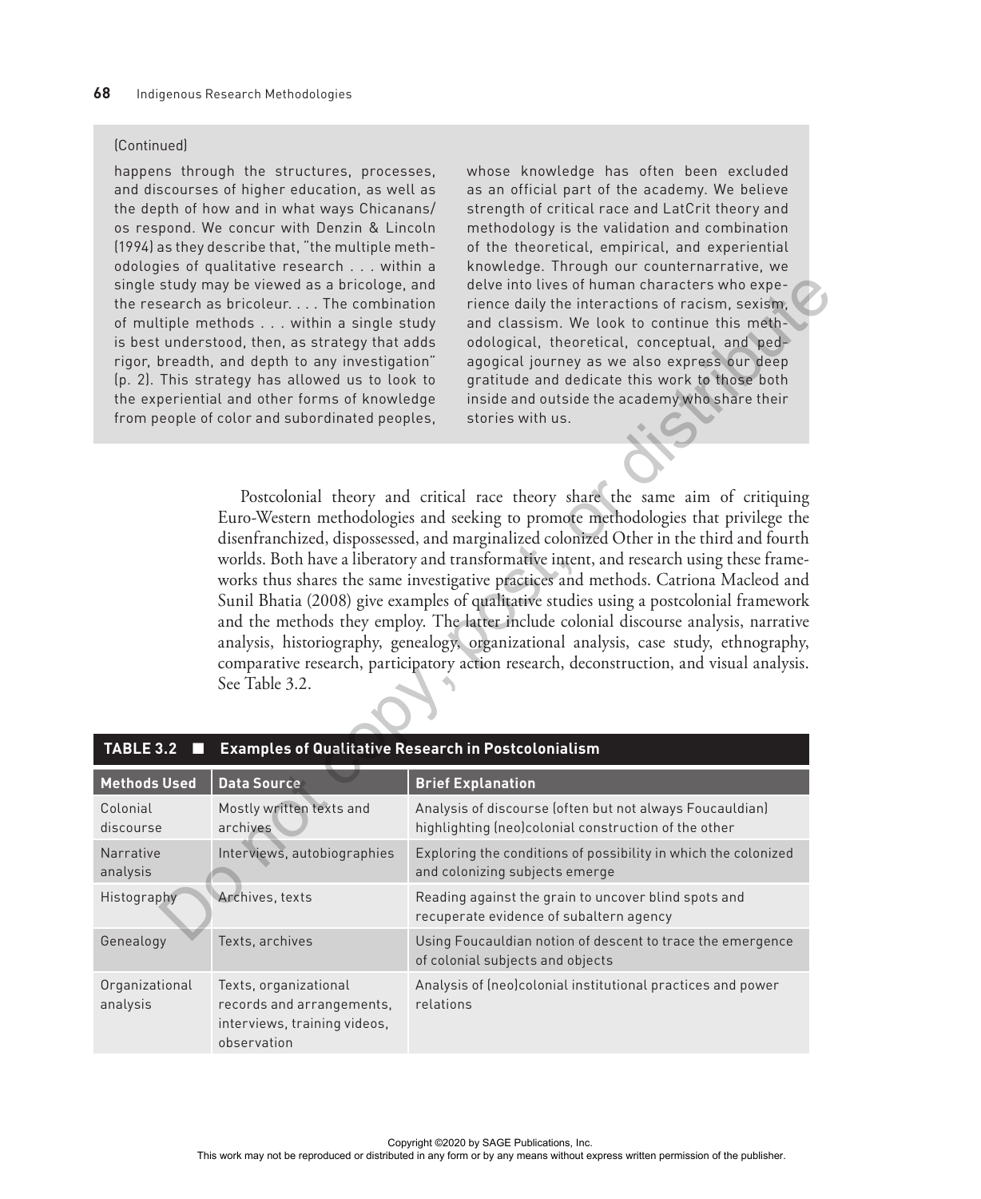(Continued)

happens through the structures, processes, and discourses of higher education, as well as the depth of how and in what ways Chicanans/os respond. We concur with Denzin & Lincoln (1994) as they describe that, "the multiple methodologies of qualitative research . . . within a single study may be viewed as a bricologe, and the research as bricoleur. . . . The combination of multiple methods . . . within a single study is best understood, then, as strategy that adds rigor, breadth, and depth to any investigation" (p. 2). This strategy has allowed us to look to the experiential and other forms of knowledge from people of color and subordinated peoples, whose knowledge has often been excluded as an official part of the academy. We believe strength of critical race and LatCrit theory and methodology is the validation and combination of the theoretical, empirical, and experiential knowledge. Through our counternarrative, we delve into lives of human characters who experience daily the interactions of racism, sexism, and classism. We look to continue this methodological, theoretical, conceptual, and pedagogical journey as we also express our deep gratitude and dedicate this work to those both inside and outside the academy who share their stories with us.

Postcolonial theory and critical race theory share the same aim of critiquing Euro-Western methodologies and seeking to promote methodologies that privilege the disenfranchized, dispossessed, and marginalized colonized Other in the third and fourth worlds. Both have a liberatory and transformative intent, and research using these frameworks thus shares the same investigative practices and methods. Catriona Macleod and Sunil Bhatia (2008) give examples of qualitative studies using a postcolonial framework and the methods they employ. The latter include colonial discourse analysis, narrative analysis, historiography, genealogy, organizational analysis, case study, ethnography, comparative research, participatory action research, deconstruction, and visual analysis. See Table 3.2.

**TABLE 3.2 ■ Examples of Qualitative Research in Postcolonialism**

| Methods Used | Data Source | Brief Explanation |
|---|---|---|
| Colonial discourse | Mostly written texts and archives | Analysis of discourse (often but not always Foucauldian) highlighting (neo)colonial construction of the other |
| Narrative analysis | Interviews, autobiographies | Exploring the conditions of possibility in which the colonized and colonizing subjects emerge |
| Histography | Archives, texts | Reading against the grain to uncover blind spots and recuperate evidence of subaltern agency |
| Genealogy | Texts, archives | Using Foucauldian notion of descent to trace the emergence of colonial subjects and objects |
| Organizational analysis | Texts, organizational records and arrangements, interviews, training videos, observation | Analysis of (neo)colonial institutional practices and power relations |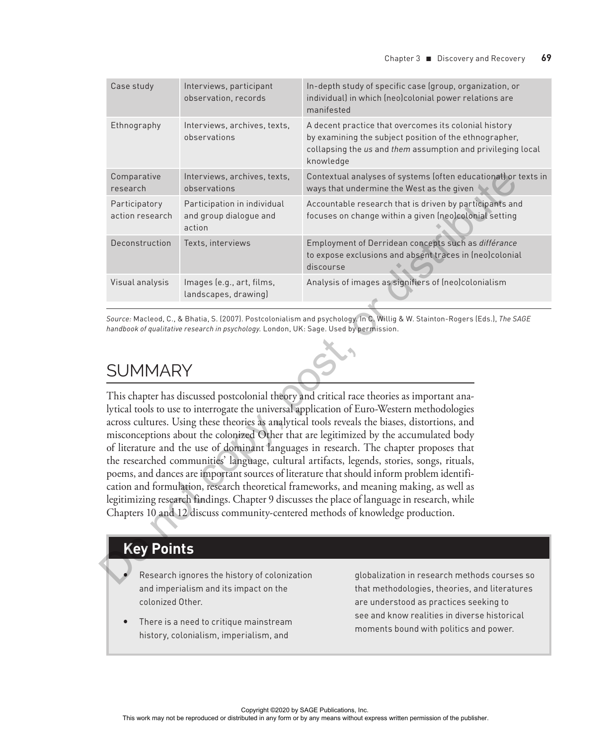| Case study | Interviews, participant observation, records | In-depth study of specific case (group, organization, or individual) in which (neo)colonial power relations are manifested |
|---|---|---|
| Ethnography | Interviews, archives, texts, observations | A decent practice that overcomes its colonial history by examining the subject position of the ethnographer, collapsing the *us* and *them* assumption and privileging local knowledge |
| Comparative research | Interviews, archives, texts, observations | Contextual analyses of systems (often educational) or texts in ways that undermine the West as the given |
| Participatory action research | Participation in individual and group dialogue and action | Accountable research that is driven by participants and focuses on change within a given (neo)colonial setting |
| Deconstruction | Texts, interviews | Employment of Derridean concepts such as *différance* to expose exclusions and absent traces in (neo)colonial discourse |
| Visual analysis | Images (e.g., art, films, landscapes, drawing) | Analysis of images as signifiers of (neo)colonialism |

*Source:* Macleod, C., & Bhatia, S. (2007). Postcolonialism and psychology. In C. Willig & W. Stainton-Rogers (Eds.), *The SAGE handbook of qualitative research in psychology.* London, UK: Sage. Used by permission.

## SUMMARY

This chapter has discussed postcolonial theory and critical race theories as important analytical tools to use to interrogate the universal application of Euro-Western methodologies across cultures. Using these theories as analytical tools reveals the biases, distortions, and misconceptions about the colonized Other that are legitimized by the accumulated body of literature and the use of dominant languages in research. The chapter proposes that the researched communities' language, cultural artifacts, legends, stories, songs, rituals, poems, and dances are important sources of literature that should inform problem identification and formulation, research theoretical frameworks, and meaning making, as well as legitimizing research findings. Chapter 9 discusses the place of language in research, while Chapters 10 and 12 discuss community-centered methods of knowledge production.

### Key Points

- Research ignores the history of colonization and imperialism and its impact on the colonized Other.
- There is a need to critique mainstream history, colonialism, imperialism, and globalization in research methods courses so that methodologies, theories, and literatures are understood as practices seeking to see and know realities in diverse historical moments bound with politics and power.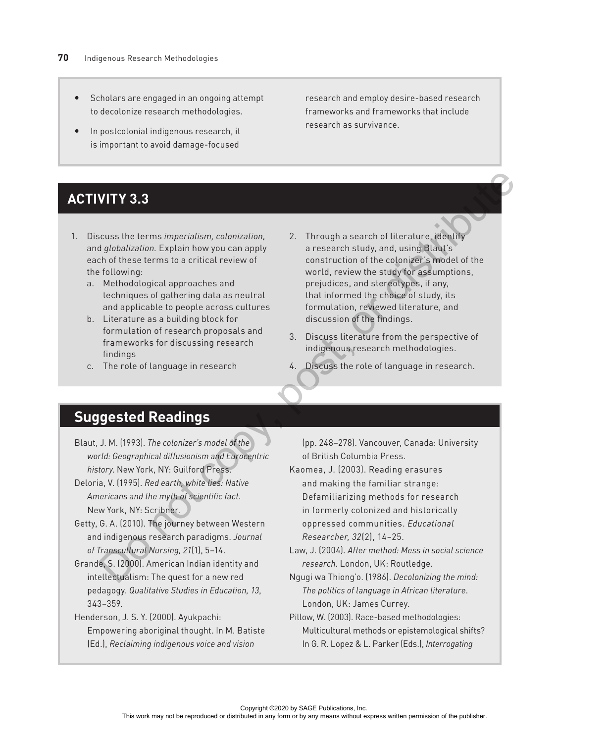- Scholars are engaged in an ongoing attempt to decolonize research methodologies.
- In postcolonial indigenous research, it is important to avoid damage-focused research and employ desire-based research frameworks and frameworks that include research as survivance.

## ACTIVITY 3.3

1. Discuss the terms *imperialism, colonization,* and *globalization.* Explain how you can apply each of these terms to a critical review of the following:
   a. Methodological approaches and techniques of gathering data as neutral and applicable to people across cultures
   b. Literature as a building block for formulation of research proposals and frameworks for discussing research findings
   c. The role of language in research
2. Through a search of literature, identify a research study, and, using Blaut's construction of the colonizer's model of the world, review the study for assumptions, prejudices, and stereotypes, if any, that informed the choice of study, its formulation, reviewed literature, and discussion of the findings.
3. Discuss literature from the perspective of indigenous research methodologies.
4. Discuss the role of language in research.

## Suggested Readings

Blaut, J. M. (1993). *The colonizer's model of the world: Geographical diffusionism and Eurocentric history*. New York, NY: Guilford Press.

Deloria, V. (1995). *Red earth, white lies: Native Americans and the myth of scientific fact*. New York, NY: Scribner.

Getty, G. A. (2010). The journey between Western and indigenous research paradigms. *Journal of Transcultural Nursing, 21*(1), 5–14.

Grande, S. (2000). American Indian identity and intellectualism: The quest for a new red pedagogy. *Qualitative Studies in Education, 13*, 343–359.

Henderson, J. S. Y. (2000). Ayukpachi: Empowering aboriginal thought. In M. Batiste (Ed.), *Reclaiming indigenous voice and vision* (pp. 248–278). Vancouver, Canada: University of British Columbia Press.

Kaomea, J. (2003). Reading erasures and making the familiar strange: Defamiliarizing methods for research in formerly colonized and historically oppressed communities. *Educational Researcher, 32*(2), 14–25.

Law, J. (2004). *After method: Mess in social science research*. London, UK: Routledge.

Ngugi wa Thiong'o. (1986). *Decolonizing the mind: The politics of language in African literature*. London, UK: James Currey.

Pillow, W. (2003). Race-based methodologies: Multicultural methods or epistemological shifts? In G. R. Lopez & L. Parker (Eds.), *Interrogating*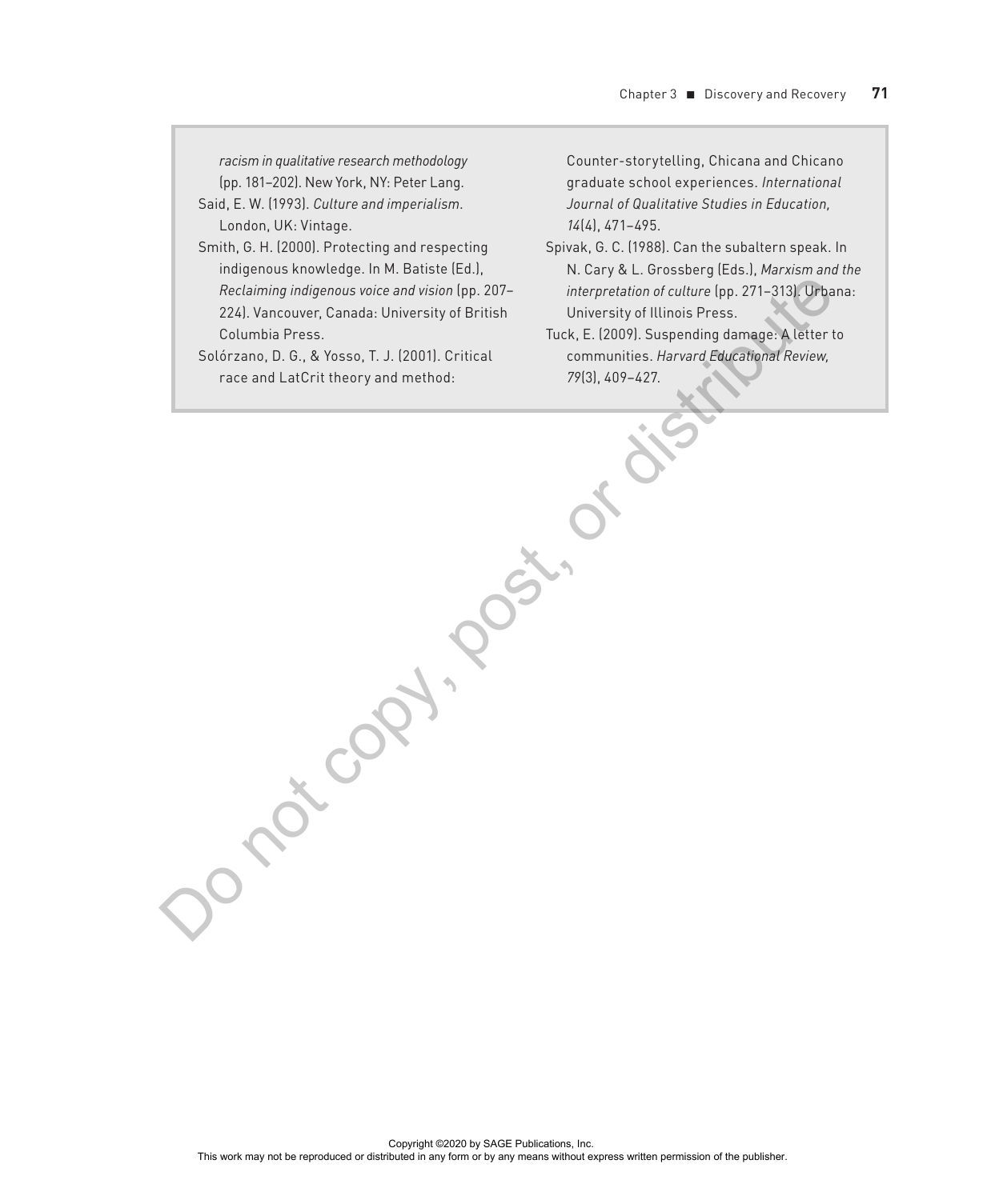*racism in qualitative research methodology* (pp. 181–202). New York, NY: Peter Lang.

Said, E. W. (1993). *Culture and imperialism*. London, UK: Vintage.

Smith, G. H. (2000). Protecting and respecting indigenous knowledge. In M. Batiste (Ed.), *Reclaiming indigenous voice and vision* (pp. 207–224). Vancouver, Canada: University of British Columbia Press.

Solórzano, D. G., & Yosso, T. J. (2001). Critical race and LatCrit theory and method: Counter-storytelling, Chicana and Chicano graduate school experiences. *International Journal of Qualitative Studies in Education, 14*(4), 471–495.

Spivak, G. C. (1988). Can the subaltern speak. In N. Cary & L. Grossberg (Eds.), *Marxism and the interpretation of culture* (pp. 271–313). Urbana: University of Illinois Press.

Tuck, E. (2009). Suspending damage: A letter to communities. *Harvard Educational Review, 79*(3), 409–427.

Copyright ©2020 by SAGE Publications, Inc.
This work may not be reproduced or distributed in any form or by any means without express written permission of the publisher.